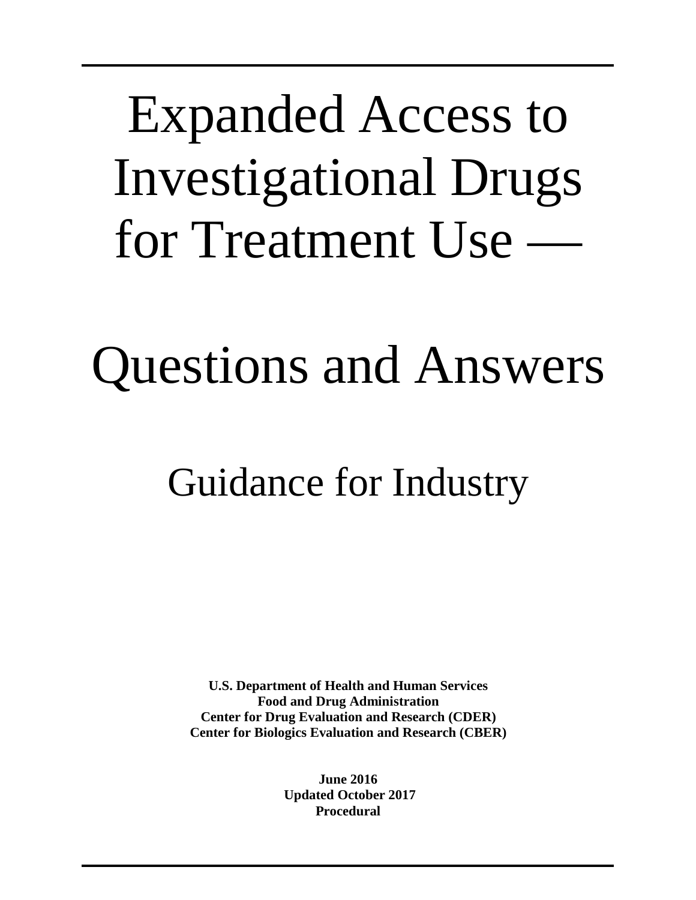# Expanded Access to Investigational Drugs for Treatment Use —

# Questions and Answers

## Guidance for Industry

**U.S. Department of Health and Human Services**
**Food and Drug Administration**
**Center for Drug Evaluation and Research (CDER)**
**Center for Biologics Evaluation and Research (CBER)**

**June 2016**
**Updated October 2017**
**Procedural**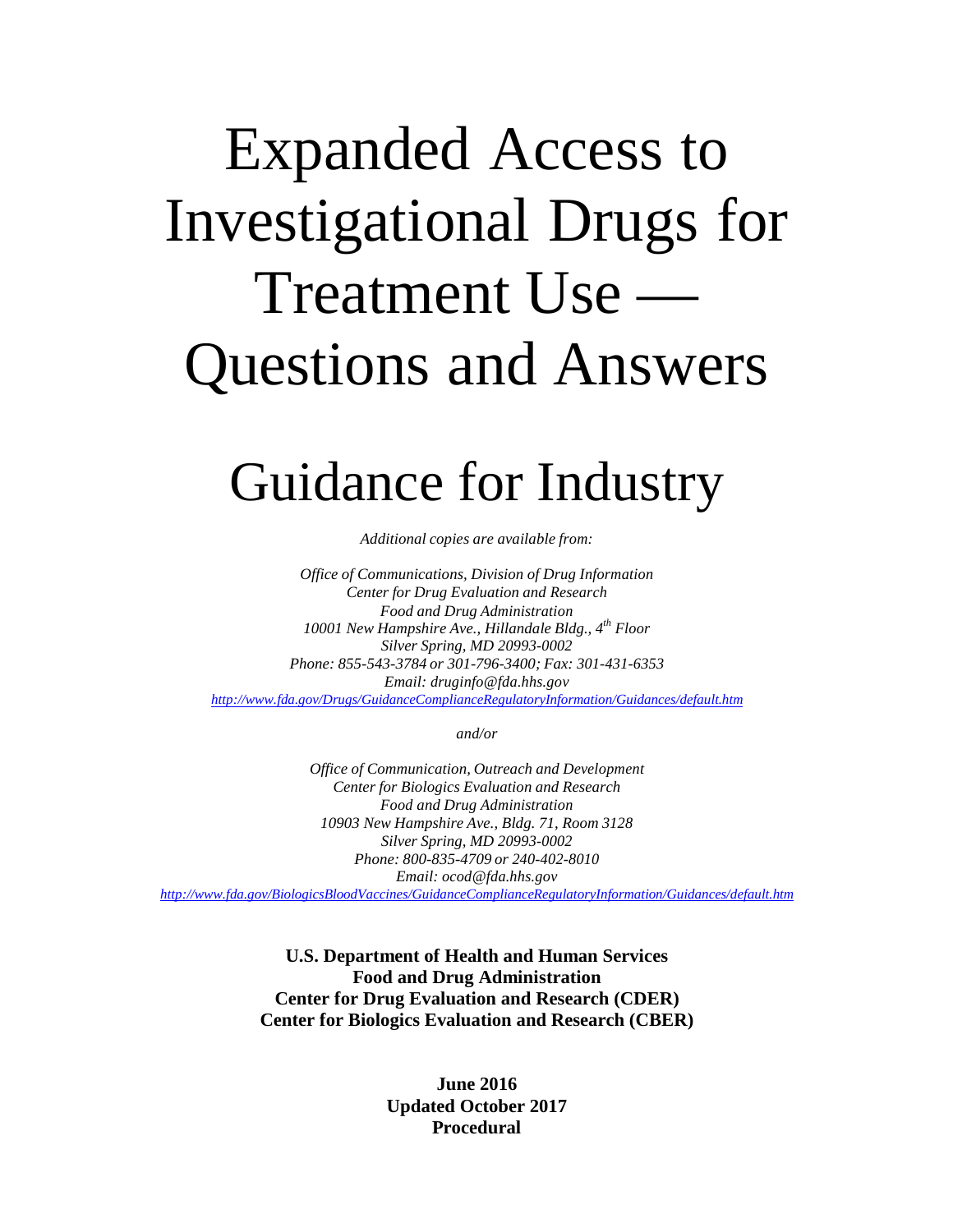# Expanded Access to Investigational Drugs for Treatment Use — Questions and Answers

# Guidance for Industry

*Additional copies are available from:*

*Office of Communications, Division of Drug Information*
*Center for Drug Evaluation and Research*
*Food and Drug Administration*
*10001 New Hampshire Ave., Hillandale Bldg., 4th Floor*
*Silver Spring, MD 20993-0002*
*Phone: 855-543-3784 or 301-796-3400; Fax: 301-431-6353*
*Email: druginfo@fda.hhs.gov*
*http://www.fda.gov/Drugs/GuidanceComplianceRegulatoryInformation/Guidances/default.htm*

*and/or*

*Office of Communication, Outreach and Development*
*Center for Biologics Evaluation and Research*
*Food and Drug Administration*
*10903 New Hampshire Ave., Bldg. 71, Room 3128*
*Silver Spring, MD 20993-0002*
*Phone: 800-835-4709 or 240-402-8010*
*Email: ocod@fda.hhs.gov*
*http://www.fda.gov/BiologicsBloodVaccines/GuidanceComplianceRegulatoryInformation/Guidances/default.htm*

**U.S. Department of Health and Human Services**
**Food and Drug Administration**
**Center for Drug Evaluation and Research (CDER)**
**Center for Biologics Evaluation and Research (CBER)**

**June 2016**
**Updated October 2017**
**Procedural**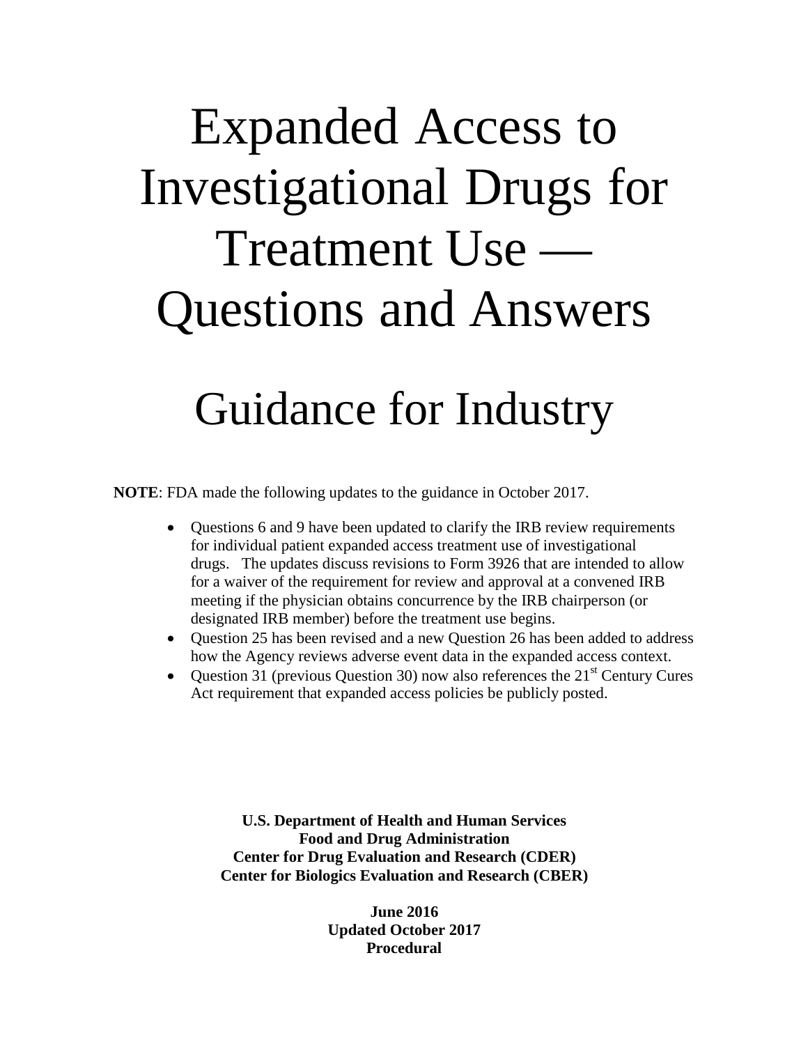# Expanded Access to Investigational Drugs for Treatment Use — Questions and Answers

# Guidance for Industry

**NOTE**: FDA made the following updates to the guidance in October 2017.

- Questions 6 and 9 have been updated to clarify the IRB review requirements for individual patient expanded access treatment use of investigational drugs. The updates discuss revisions to Form 3926 that are intended to allow for a waiver of the requirement for review and approval at a convened IRB meeting if the physician obtains concurrence by the IRB chairperson (or designated IRB member) before the treatment use begins.
- Question 25 has been revised and a new Question 26 has been added to address how the Agency reviews adverse event data in the expanded access context.
- Question 31 (previous Question 30) now also references the 21st Century Cures Act requirement that expanded access policies be publicly posted.

**U.S. Department of Health and Human Services**
**Food and Drug Administration**
**Center for Drug Evaluation and Research (CDER)**
**Center for Biologics Evaluation and Research (CBER)**

**June 2016**
**Updated October 2017**
**Procedural**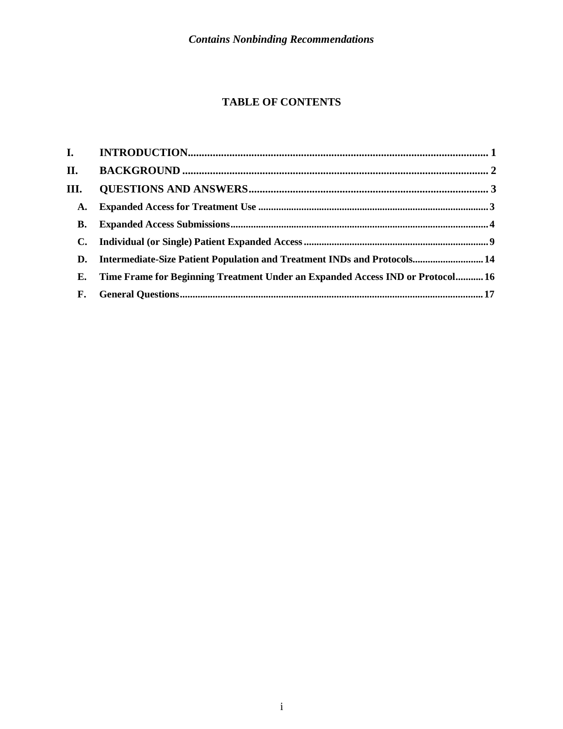## TABLE OF CONTENTS

**I. INTRODUCTION** ............................................................. 1

**II. BACKGROUND** ............................................................. 2

**III. QUESTIONS AND ANSWERS** ............................................................. 3

- **A. Expanded Access for Treatment Use** ............................................................. 3
- **B. Expanded Access Submissions** ............................................................. 4
- **C. Individual (or Single) Patient Expanded Access** ............................................................. 9
- **D. Intermediate-Size Patient Population and Treatment INDs and Protocols** ............................................................. 14
- **E. Time Frame for Beginning Treatment Under an Expanded Access IND or Protocol** ............................................................. 16
- **F. General Questions** ............................................................. 17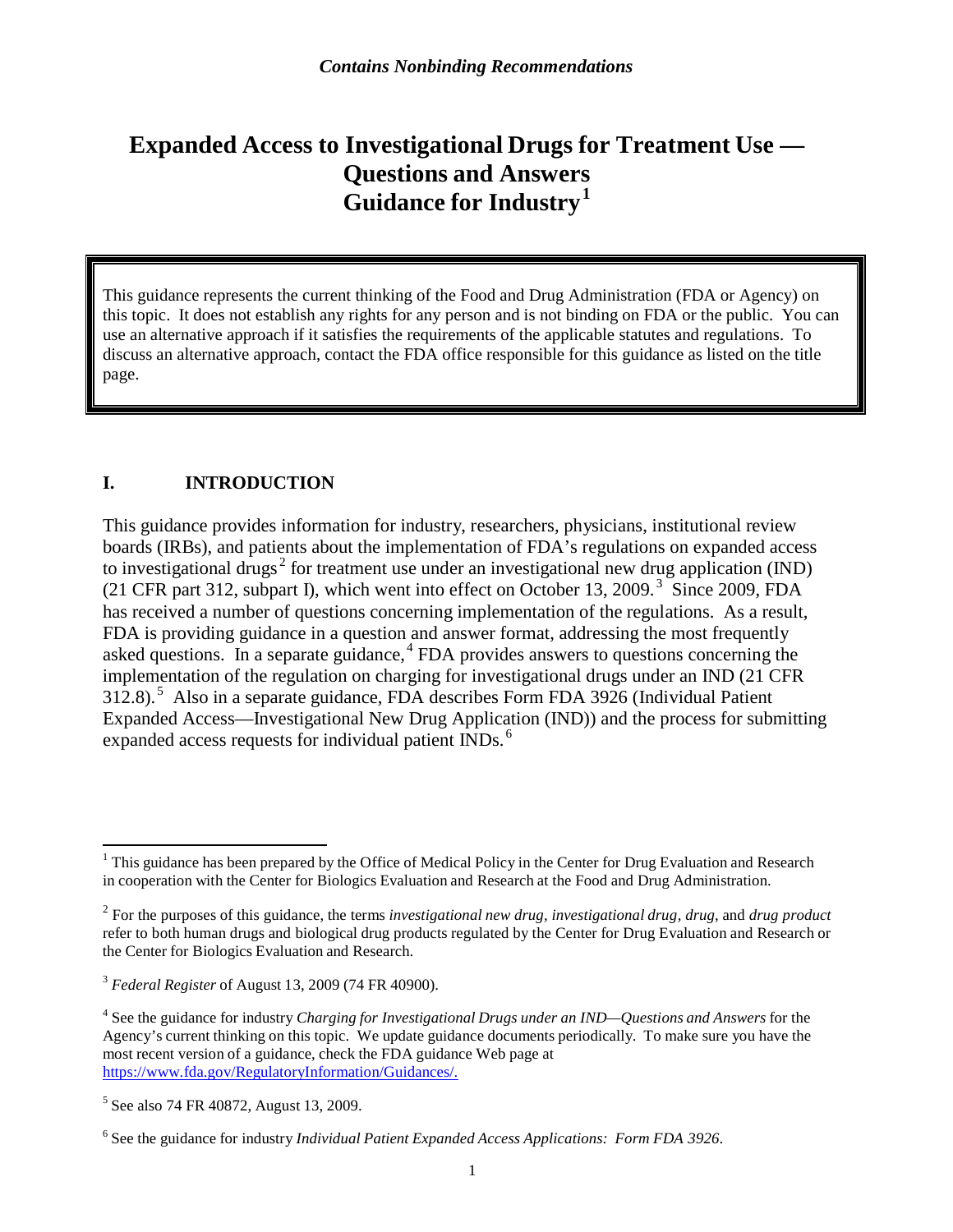# Expanded Access to Investigational Drugs for Treatment Use — Questions and Answers Guidance for Industry[1]

This guidance represents the current thinking of the Food and Drug Administration (FDA or Agency) on this topic. It does not establish any rights for any person and is not binding on FDA or the public. You can use an alternative approach if it satisfies the requirements of the applicable statutes and regulations. To discuss an alternative approach, contact the FDA office responsible for this guidance as listed on the title page.

## I. INTRODUCTION

This guidance provides information for industry, researchers, physicians, institutional review boards (IRBs), and patients about the implementation of FDA's regulations on expanded access to investigational drugs[2] for treatment use under an investigational new drug application (IND) (21 CFR part 312, subpart I), which went into effect on October 13, 2009.[3] Since 2009, FDA has received a number of questions concerning implementation of the regulations. As a result, FDA is providing guidance in a question and answer format, addressing the most frequently asked questions. In a separate guidance,[4] FDA provides answers to questions concerning the implementation of the regulation on charging for investigational drugs under an IND (21 CFR 312.8).[5] Also in a separate guidance, FDA describes Form FDA 3926 (Individual Patient Expanded Access—Investigational New Drug Application (IND)) and the process for submitting expanded access requests for individual patient INDs.[6]

---

[1] This guidance has been prepared by the Office of Medical Policy in the Center for Drug Evaluation and Research in cooperation with the Center for Biologics Evaluation and Research at the Food and Drug Administration.

[2] For the purposes of this guidance, the terms *investigational new drug*, *investigational drug*, *drug*, and *drug product* refer to both human drugs and biological drug products regulated by the Center for Drug Evaluation and Research or the Center for Biologics Evaluation and Research.

[3] *Federal Register* of August 13, 2009 (74 FR 40900).

[4] See the guidance for industry *Charging for Investigational Drugs under an IND—Questions and Answers* for the Agency's current thinking on this topic. We update guidance documents periodically. To make sure you have the most recent version of a guidance, check the FDA guidance Web page at https://www.fda.gov/RegulatoryInformation/Guidances/.

[5] See also 74 FR 40872, August 13, 2009.

[6] See the guidance for industry *Individual Patient Expanded Access Applications: Form FDA 3926*.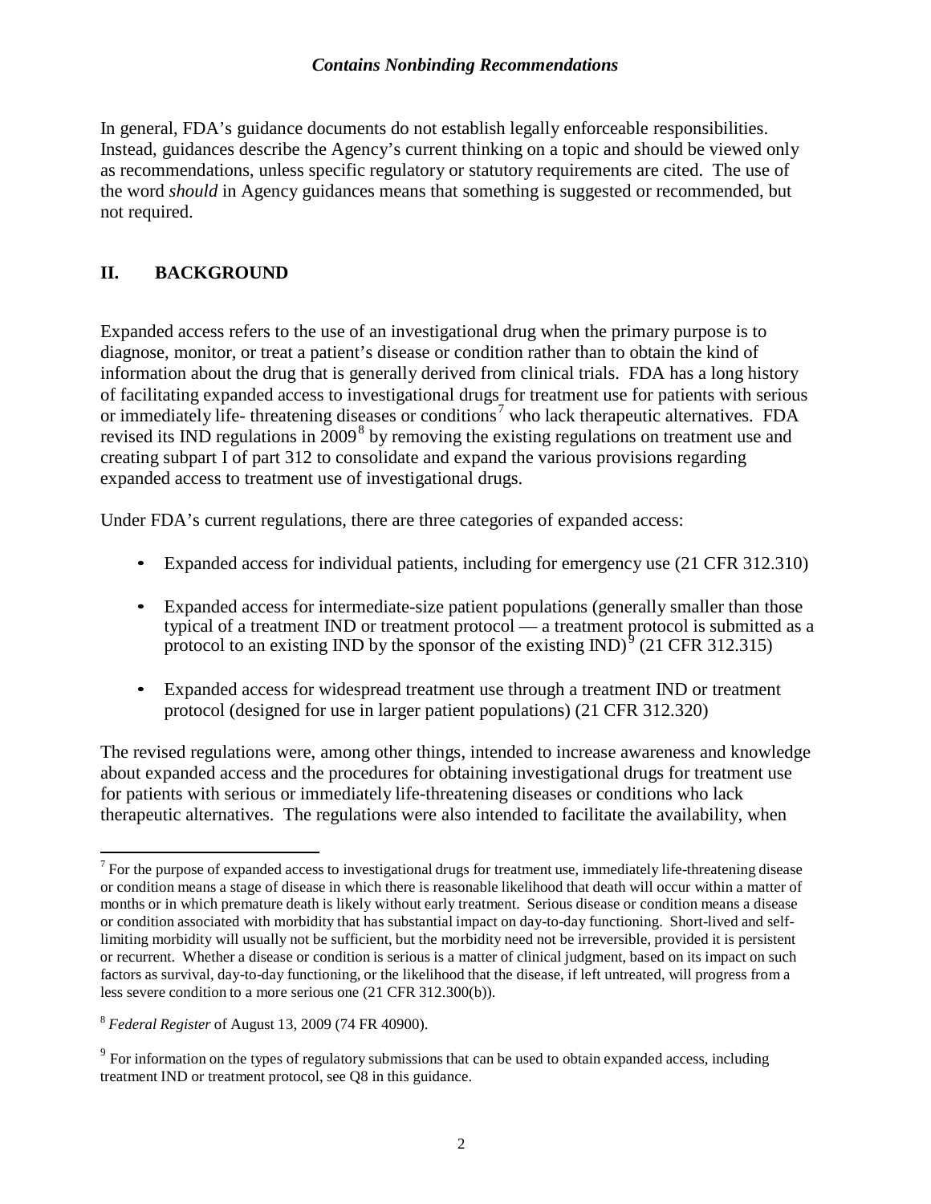In general, FDA's guidance documents do not establish legally enforceable responsibilities. Instead, guidances describe the Agency's current thinking on a topic and should be viewed only as recommendations, unless specific regulatory or statutory requirements are cited. The use of the word *should* in Agency guidances means that something is suggested or recommended, but not required.

## II. BACKGROUND

Expanded access refers to the use of an investigational drug when the primary purpose is to diagnose, monitor, or treat a patient's disease or condition rather than to obtain the kind of information about the drug that is generally derived from clinical trials. FDA has a long history of facilitating expanded access to investigational drugs for treatment use for patients with serious or immediately life- threatening diseases or conditions[7] who lack therapeutic alternatives. FDA revised its IND regulations in 2009[8] by removing the existing regulations on treatment use and creating subpart I of part 312 to consolidate and expand the various provisions regarding expanded access to treatment use of investigational drugs.

Under FDA's current regulations, there are three categories of expanded access:

- Expanded access for individual patients, including for emergency use (21 CFR 312.310)
- Expanded access for intermediate-size patient populations (generally smaller than those typical of a treatment IND or treatment protocol — a treatment protocol is submitted as a protocol to an existing IND by the sponsor of the existing IND)[9] (21 CFR 312.315)
- Expanded access for widespread treatment use through a treatment IND or treatment protocol (designed for use in larger patient populations) (21 CFR 312.320)

The revised regulations were, among other things, intended to increase awareness and knowledge about expanded access and the procedures for obtaining investigational drugs for treatment use for patients with serious or immediately life-threatening diseases or conditions who lack therapeutic alternatives. The regulations were also intended to facilitate the availability, when

---

[7] For the purpose of expanded access to investigational drugs for treatment use, immediately life-threatening disease or condition means a stage of disease in which there is reasonable likelihood that death will occur within a matter of months or in which premature death is likely without early treatment. Serious disease or condition means a disease or condition associated with morbidity that has substantial impact on day-to-day functioning. Short-lived and self-limiting morbidity will usually not be sufficient, but the morbidity need not be irreversible, provided it is persistent or recurrent. Whether a disease or condition is serious is a matter of clinical judgment, based on its impact on such factors as survival, day-to-day functioning, or the likelihood that the disease, if left untreated, will progress from a less severe condition to a more serious one (21 CFR 312.300(b)).

[8] *Federal Register* of August 13, 2009 (74 FR 40900).

[9] For information on the types of regulatory submissions that can be used to obtain expanded access, including treatment IND or treatment protocol, see Q8 in this guidance.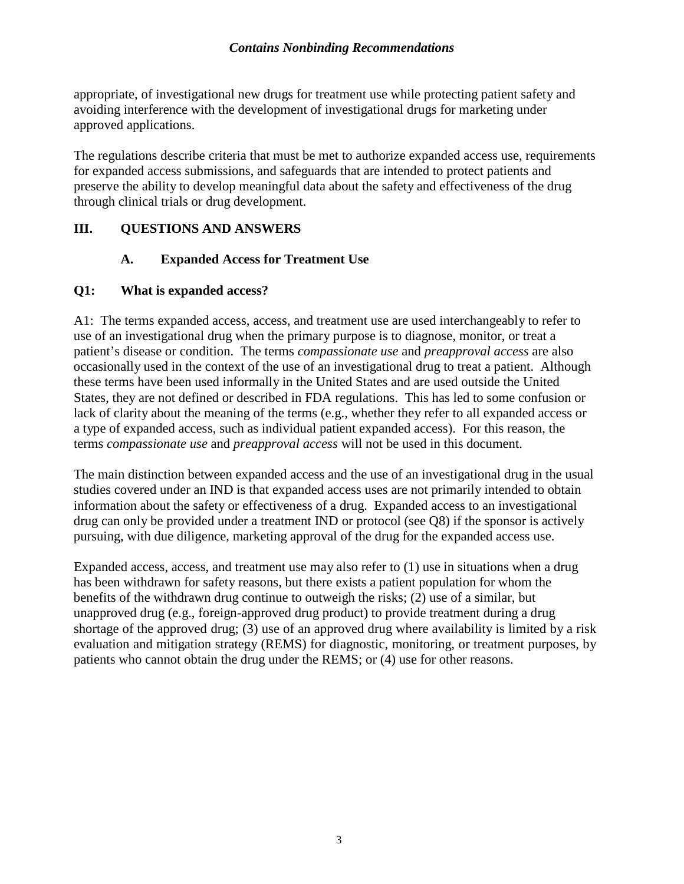appropriate, of investigational new drugs for treatment use while protecting patient safety and avoiding interference with the development of investigational drugs for marketing under approved applications.

The regulations describe criteria that must be met to authorize expanded access use, requirements for expanded access submissions, and safeguards that are intended to protect patients and preserve the ability to develop meaningful data about the safety and effectiveness of the drug through clinical trials or drug development.

## III. QUESTIONS AND ANSWERS

### A. Expanded Access for Treatment Use

**Q1: What is expanded access?**

A1: The terms expanded access, access, and treatment use are used interchangeably to refer to use of an investigational drug when the primary purpose is to diagnose, monitor, or treat a patient's disease or condition. The terms *compassionate use* and *preapproval access* are also occasionally used in the context of the use of an investigational drug to treat a patient. Although these terms have been used informally in the United States and are used outside the United States, they are not defined or described in FDA regulations. This has led to some confusion or lack of clarity about the meaning of the terms (e.g., whether they refer to all expanded access or a type of expanded access, such as individual patient expanded access). For this reason, the terms *compassionate use* and *preapproval access* will not be used in this document.

The main distinction between expanded access and the use of an investigational drug in the usual studies covered under an IND is that expanded access uses are not primarily intended to obtain information about the safety or effectiveness of a drug. Expanded access to an investigational drug can only be provided under a treatment IND or protocol (see Q8) if the sponsor is actively pursuing, with due diligence, marketing approval of the drug for the expanded access use.

Expanded access, access, and treatment use may also refer to (1) use in situations when a drug has been withdrawn for safety reasons, but there exists a patient population for whom the benefits of the withdrawn drug continue to outweigh the risks; (2) use of a similar, but unapproved drug (e.g., foreign-approved drug product) to provide treatment during a drug shortage of the approved drug; (3) use of an approved drug where availability is limited by a risk evaluation and mitigation strategy (REMS) for diagnostic, monitoring, or treatment purposes, by patients who cannot obtain the drug under the REMS; or (4) use for other reasons.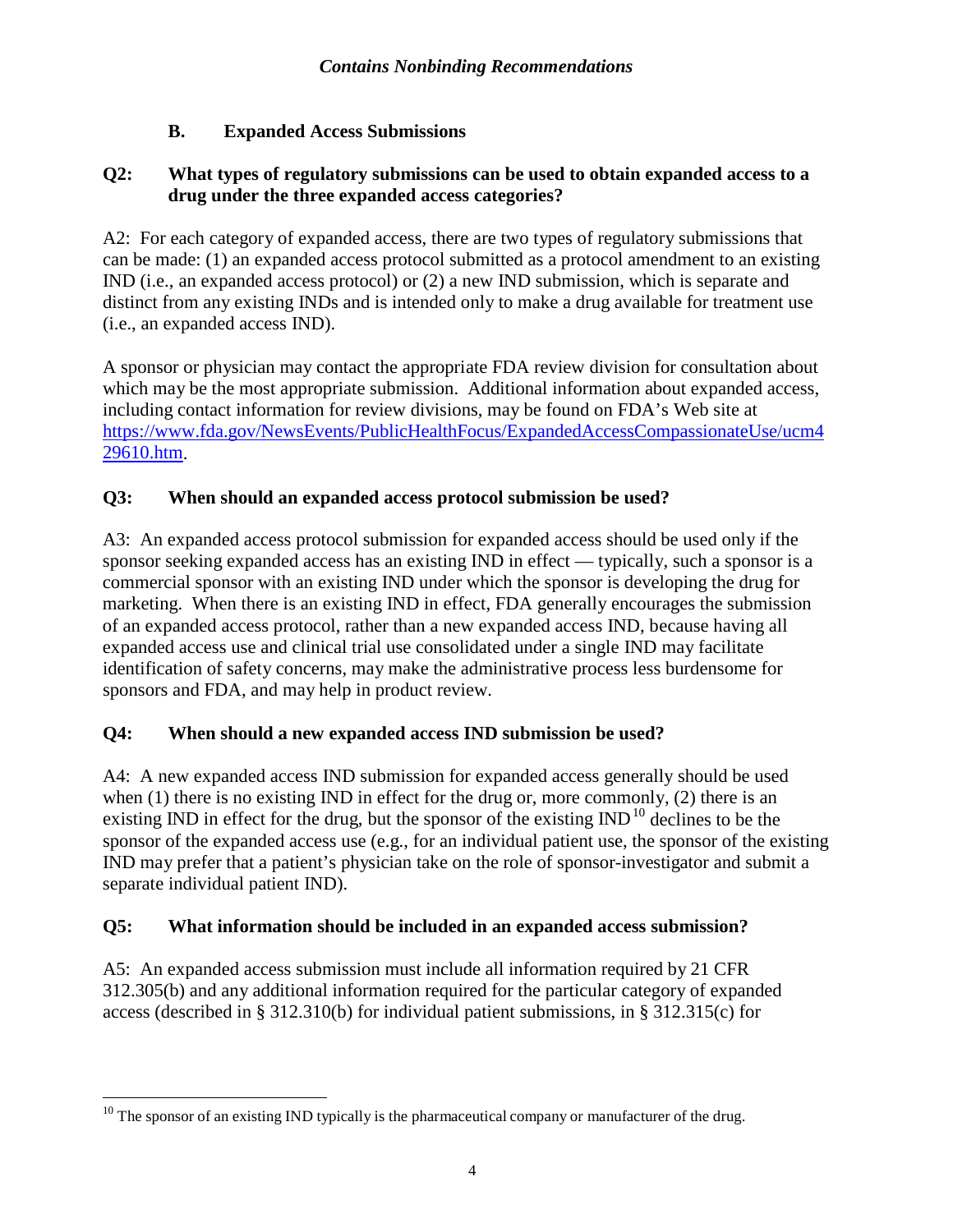### B. Expanded Access Submissions

**Q2: What types of regulatory submissions can be used to obtain expanded access to a drug under the three expanded access categories?**

A2: For each category of expanded access, there are two types of regulatory submissions that can be made: (1) an expanded access protocol submitted as a protocol amendment to an existing IND (i.e., an expanded access protocol) or (2) a new IND submission, which is separate and distinct from any existing INDs and is intended only to make a drug available for treatment use (i.e., an expanded access IND).

A sponsor or physician may contact the appropriate FDA review division for consultation about which may be the most appropriate submission. Additional information about expanded access, including contact information for review divisions, may be found on FDA's Web site at [https://www.fda.gov/NewsEvents/PublicHealthFocus/ExpandedAccessCompassionateUse/ucm429610.htm](https://www.fda.gov/NewsEvents/PublicHealthFocus/ExpandedAccessCompassionateUse/ucm429610.htm).

**Q3: When should an expanded access protocol submission be used?**

A3: An expanded access protocol submission for expanded access should be used only if the sponsor seeking expanded access has an existing IND in effect — typically, such a sponsor is a commercial sponsor with an existing IND under which the sponsor is developing the drug for marketing. When there is an existing IND in effect, FDA generally encourages the submission of an expanded access protocol, rather than a new expanded access IND, because having all expanded access use and clinical trial use consolidated under a single IND may facilitate identification of safety concerns, may make the administrative process less burdensome for sponsors and FDA, and may help in product review.

**Q4: When should a new expanded access IND submission be used?**

A4: A new expanded access IND submission for expanded access generally should be used when (1) there is no existing IND in effect for the drug or, more commonly, (2) there is an existing IND in effect for the drug, but the sponsor of the existing IND[10] declines to be the sponsor of the expanded access use (e.g., for an individual patient use, the sponsor of the existing IND may prefer that a patient's physician take on the role of sponsor-investigator and submit a separate individual patient IND).

**Q5: What information should be included in an expanded access submission?**

A5: An expanded access submission must include all information required by 21 CFR 312.305(b) and any additional information required for the particular category of expanded access (described in § 312.310(b) for individual patient submissions, in § 312.315(c) for

---

[10] The sponsor of an existing IND typically is the pharmaceutical company or manufacturer of the drug.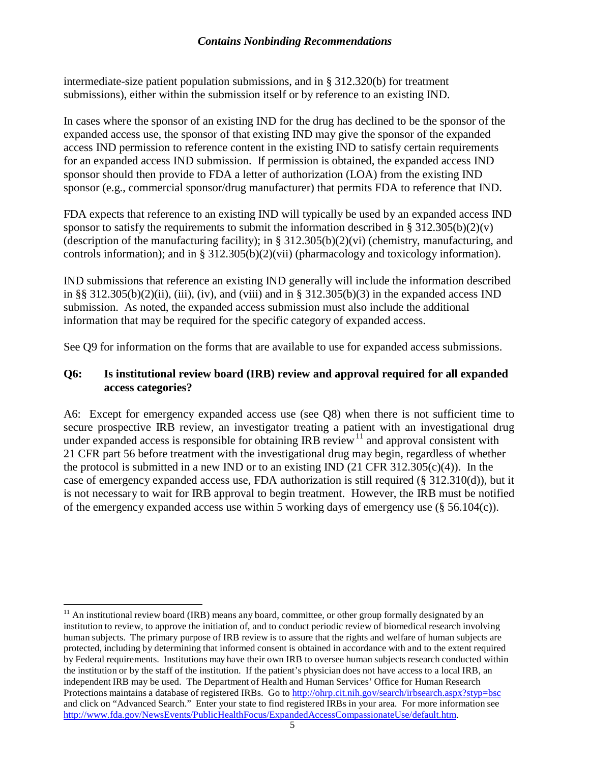intermediate-size patient population submissions, and in § 312.320(b) for treatment submissions), either within the submission itself or by reference to an existing IND.

In cases where the sponsor of an existing IND for the drug has declined to be the sponsor of the expanded access use, the sponsor of that existing IND may give the sponsor of the expanded access IND permission to reference content in the existing IND to satisfy certain requirements for an expanded access IND submission. If permission is obtained, the expanded access IND sponsor should then provide to FDA a letter of authorization (LOA) from the existing IND sponsor (e.g., commercial sponsor/drug manufacturer) that permits FDA to reference that IND.

FDA expects that reference to an existing IND will typically be used by an expanded access IND sponsor to satisfy the requirements to submit the information described in § 312.305(b)(2)(v) (description of the manufacturing facility); in § 312.305(b)(2)(vi) (chemistry, manufacturing, and controls information); and in § 312.305(b)(2)(vii) (pharmacology and toxicology information).

IND submissions that reference an existing IND generally will include the information described in §§ 312.305(b)(2)(ii), (iii), (iv), and (viii) and in § 312.305(b)(3) in the expanded access IND submission. As noted, the expanded access submission must also include the additional information that may be required for the specific category of expanded access.

See Q9 for information on the forms that are available to use for expanded access submissions.

### Q6: Is institutional review board (IRB) review and approval required for all expanded access categories?

A6: Except for emergency expanded access use (see Q8) when there is not sufficient time to secure prospective IRB review, an investigator treating a patient with an investigational drug under expanded access is responsible for obtaining IRB review[11] and approval consistent with 21 CFR part 56 before treatment with the investigational drug may begin, regardless of whether the protocol is submitted in a new IND or to an existing IND (21 CFR 312.305(c)(4)). In the case of emergency expanded access use, FDA authorization is still required (§ 312.310(d)), but it is not necessary to wait for IRB approval to begin treatment. However, the IRB must be notified of the emergency expanded access use within 5 working days of emergency use (§ 56.104(c)).

---

[11] An institutional review board (IRB) means any board, committee, or other group formally designated by an institution to review, to approve the initiation of, and to conduct periodic review of biomedical research involving human subjects. The primary purpose of IRB review is to assure that the rights and welfare of human subjects are protected, including by determining that informed consent is obtained in accordance with and to the extent required by Federal requirements. Institutions may have their own IRB to oversee human subjects research conducted within the institution or by the staff of the institution. If the patient's physician does not have access to a local IRB, an independent IRB may be used. The Department of Health and Human Services' Office for Human Research Protections maintains a database of registered IRBs. Go to http://ohrp.cit.nih.gov/search/irbsearch.aspx?styp=bsc and click on "Advanced Search." Enter your state to find registered IRBs in your area. For more information see http://www.fda.gov/NewsEvents/PublicHealthFocus/ExpandedAccessCompassionateUse/default.htm.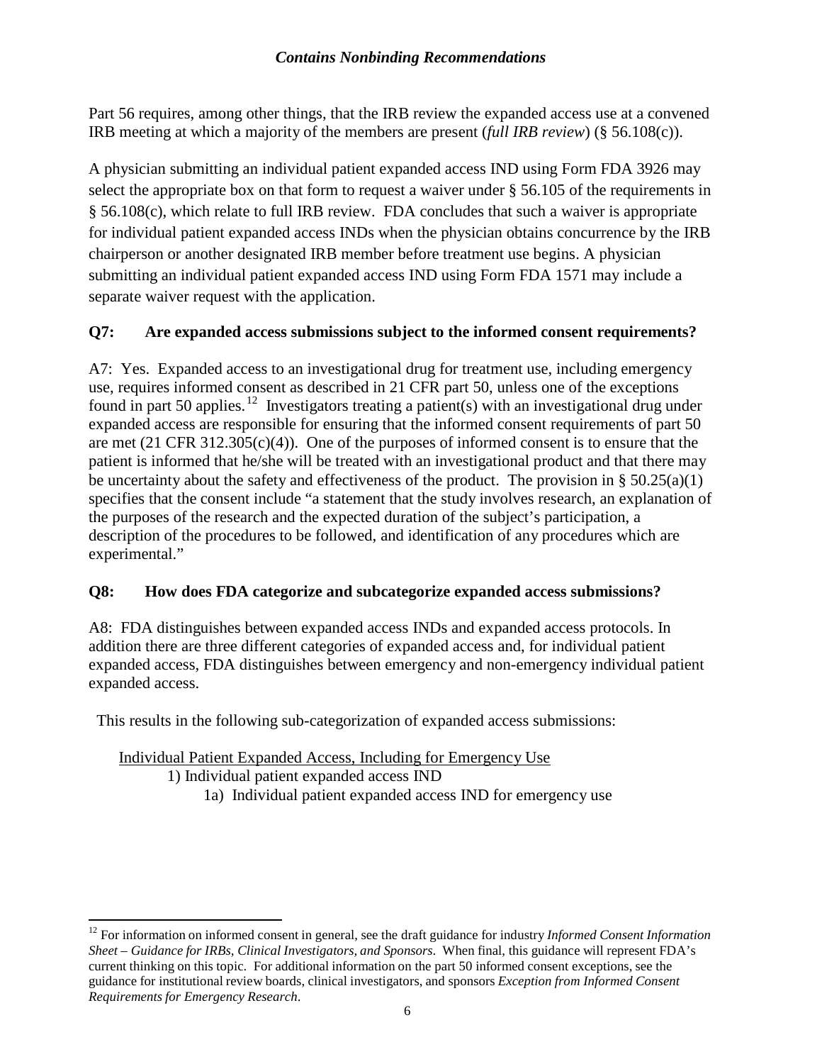Part 56 requires, among other things, that the IRB review the expanded access use at a convened IRB meeting at which a majority of the members are present (*full IRB review*) (§ 56.108(c)).

A physician submitting an individual patient expanded access IND using Form FDA 3926 may select the appropriate box on that form to request a waiver under § 56.105 of the requirements in § 56.108(c), which relate to full IRB review. FDA concludes that such a waiver is appropriate for individual patient expanded access INDs when the physician obtains concurrence by the IRB chairperson or another designated IRB member before treatment use begins. A physician submitting an individual patient expanded access IND using Form FDA 1571 may include a separate waiver request with the application.

**Q7: Are expanded access submissions subject to the informed consent requirements?**

A7: Yes. Expanded access to an investigational drug for treatment use, including emergency use, requires informed consent as described in 21 CFR part 50, unless one of the exceptions found in part 50 applies.[12] Investigators treating a patient(s) with an investigational drug under expanded access are responsible for ensuring that the informed consent requirements of part 50 are met (21 CFR 312.305(c)(4)). One of the purposes of informed consent is to ensure that the patient is informed that he/she will be treated with an investigational product and that there may be uncertainty about the safety and effectiveness of the product. The provision in § 50.25(a)(1) specifies that the consent include "a statement that the study involves research, an explanation of the purposes of the research and the expected duration of the subject's participation, a description of the procedures to be followed, and identification of any procedures which are experimental."

**Q8: How does FDA categorize and subcategorize expanded access submissions?**

A8: FDA distinguishes between expanded access INDs and expanded access protocols. In addition there are three different categories of expanded access and, for individual patient expanded access, FDA distinguishes between emergency and non-emergency individual patient expanded access.

This results in the following sub-categorization of expanded access submissions:

<u>Individual Patient Expanded Access, Including for Emergency Use</u>

- 1) Individual patient expanded access IND
  - 1a) Individual patient expanded access IND for emergency use

[12] For information on informed consent in general, see the draft guidance for industry *Informed Consent Information Sheet – Guidance for IRBs, Clinical Investigators, and Sponsors*. When final, this guidance will represent FDA's current thinking on this topic. For additional information on the part 50 informed consent exceptions, see the guidance for institutional review boards, clinical investigators, and sponsors *Exception from Informed Consent Requirements for Emergency Research*.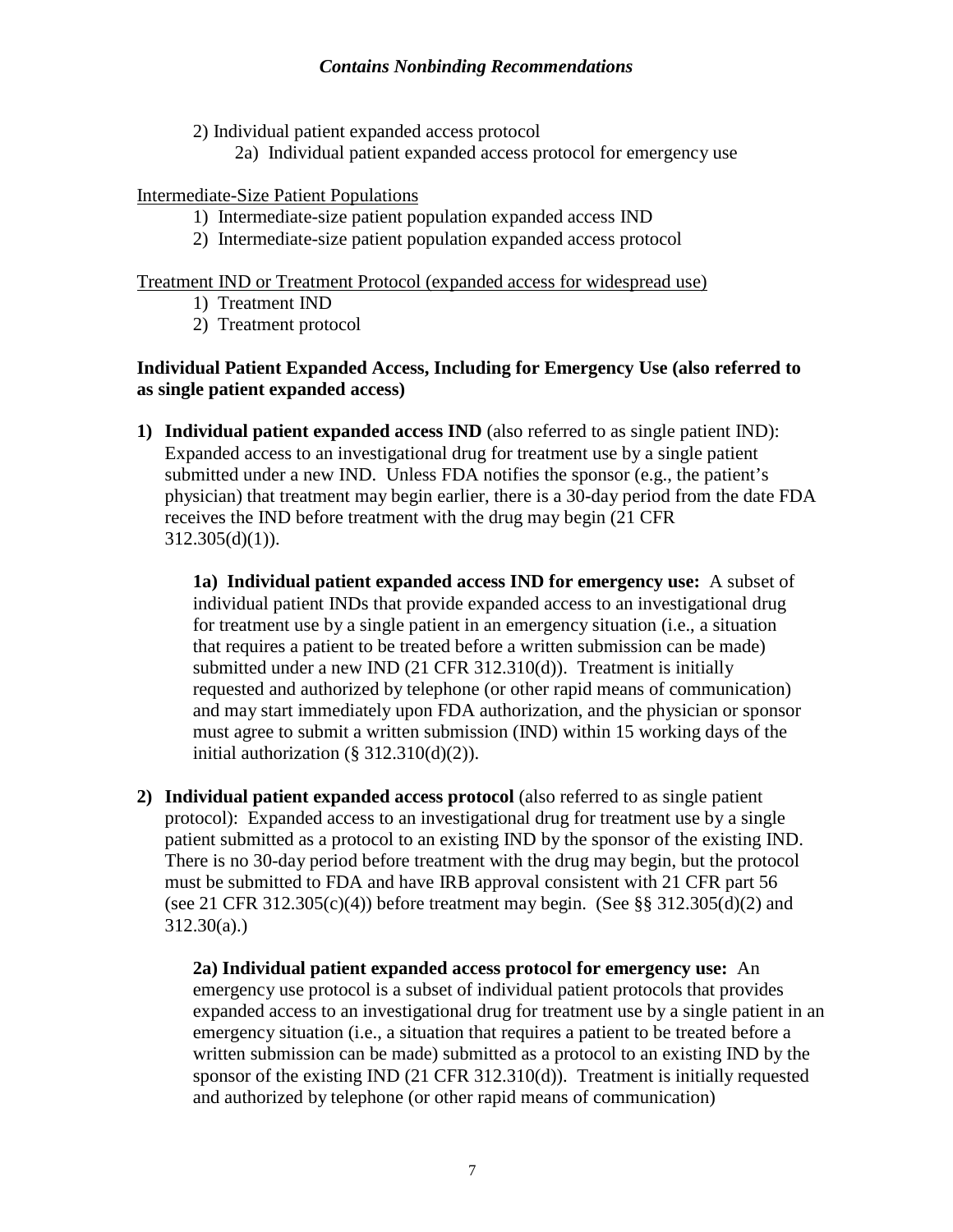2) Individual patient expanded access protocol
    2a) Individual patient expanded access protocol for emergency use

Intermediate-Size Patient Populations

1) Intermediate-size patient population expanded access IND
2) Intermediate-size patient population expanded access protocol

Treatment IND or Treatment Protocol (expanded access for widespread use)

1) Treatment IND
2) Treatment protocol

**Individual Patient Expanded Access, Including for Emergency Use (also referred to as single patient expanded access)**

**1) Individual patient expanded access IND** (also referred to as single patient IND): Expanded access to an investigational drug for treatment use by a single patient submitted under a new IND. Unless FDA notifies the sponsor (e.g., the patient's physician) that treatment may begin earlier, there is a 30-day period from the date FDA receives the IND before treatment with the drug may begin (21 CFR 312.305(d)(1)).

> **1a) Individual patient expanded access IND for emergency use:** A subset of individual patient INDs that provide expanded access to an investigational drug for treatment use by a single patient in an emergency situation (i.e., a situation that requires a patient to be treated before a written submission can be made) submitted under a new IND (21 CFR 312.310(d)). Treatment is initially requested and authorized by telephone (or other rapid means of communication) and may start immediately upon FDA authorization, and the physician or sponsor must agree to submit a written submission (IND) within 15 working days of the initial authorization (§ 312.310(d)(2)).

**2) Individual patient expanded access protocol** (also referred to as single patient protocol): Expanded access to an investigational drug for treatment use by a single patient submitted as a protocol to an existing IND by the sponsor of the existing IND. There is no 30-day period before treatment with the drug may begin, but the protocol must be submitted to FDA and have IRB approval consistent with 21 CFR part 56 (see 21 CFR 312.305(c)(4)) before treatment may begin. (See §§ 312.305(d)(2) and 312.30(a).)

> **2a) Individual patient expanded access protocol for emergency use:** An emergency use protocol is a subset of individual patient protocols that provides expanded access to an investigational drug for treatment use by a single patient in an emergency situation (i.e., a situation that requires a patient to be treated before a written submission can be made) submitted as a protocol to an existing IND by the sponsor of the existing IND (21 CFR 312.310(d)). Treatment is initially requested and authorized by telephone (or other rapid means of communication)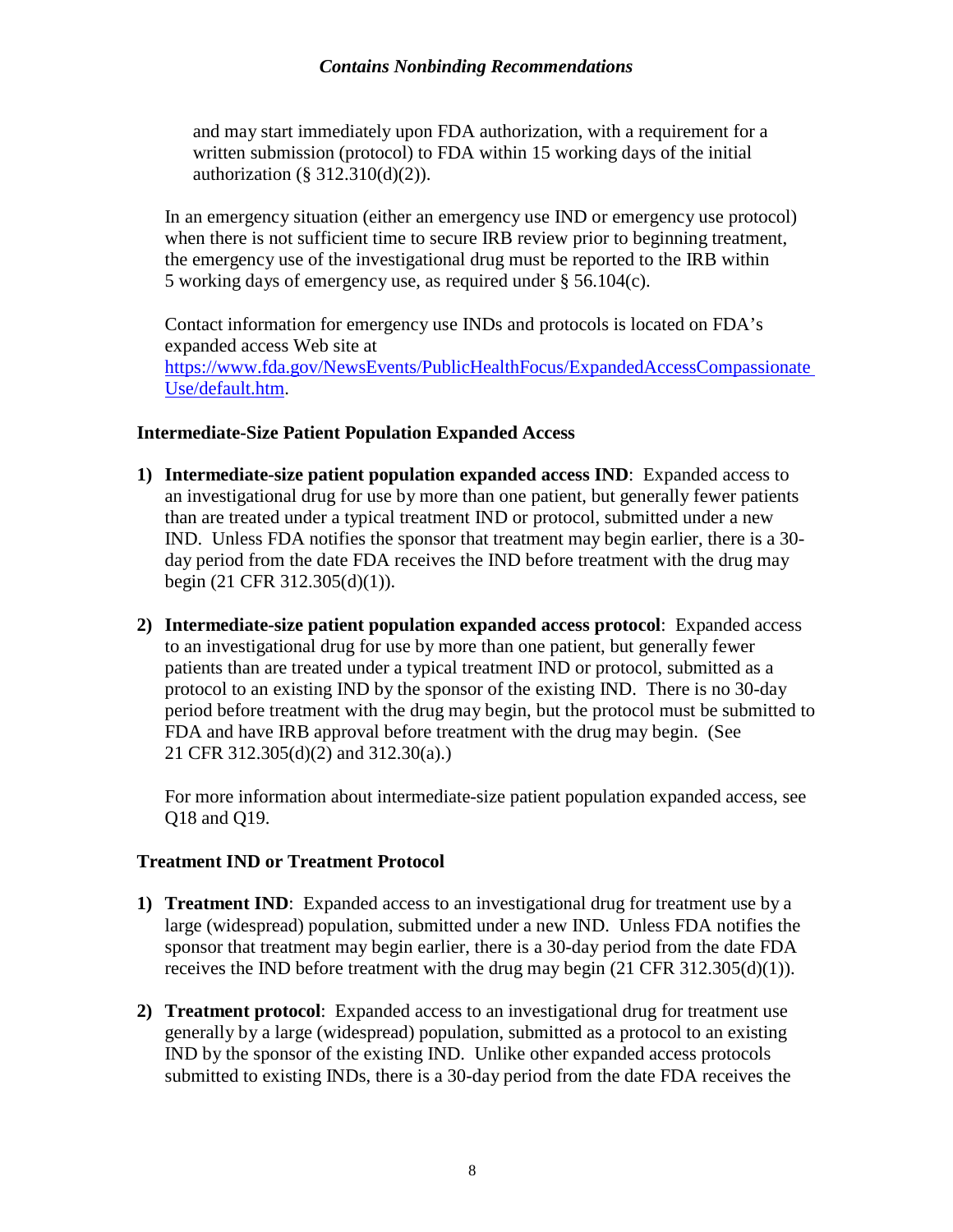and may start immediately upon FDA authorization, with a requirement for a written submission (protocol) to FDA within 15 working days of the initial authorization (§ 312.310(d)(2)).

In an emergency situation (either an emergency use IND or emergency use protocol) when there is not sufficient time to secure IRB review prior to beginning treatment, the emergency use of the investigational drug must be reported to the IRB within 5 working days of emergency use, as required under § 56.104(c).

Contact information for emergency use INDs and protocols is located on FDA's expanded access Web site at [https://www.fda.gov/NewsEvents/PublicHealthFocus/ExpandedAccessCompassionateUse/default.htm](https://www.fda.gov/NewsEvents/PublicHealthFocus/ExpandedAccessCompassionateUse/default.htm).

### Intermediate-Size Patient Population Expanded Access

1) **Intermediate-size patient population expanded access IND**: Expanded access to an investigational drug for use by more than one patient, but generally fewer patients than are treated under a typical treatment IND or protocol, submitted under a new IND. Unless FDA notifies the sponsor that treatment may begin earlier, there is a 30-day period from the date FDA receives the IND before treatment with the drug may begin (21 CFR 312.305(d)(1)).

2) **Intermediate-size patient population expanded access protocol**: Expanded access to an investigational drug for use by more than one patient, but generally fewer patients than are treated under a typical treatment IND or protocol, submitted as a protocol to an existing IND by the sponsor of the existing IND. There is no 30-day period before treatment with the drug may begin, but the protocol must be submitted to FDA and have IRB approval before treatment with the drug may begin. (See 21 CFR 312.305(d)(2) and 312.30(a).)

   For more information about intermediate-size patient population expanded access, see Q18 and Q19.

### Treatment IND or Treatment Protocol

1) **Treatment IND**: Expanded access to an investigational drug for treatment use by a large (widespread) population, submitted under a new IND. Unless FDA notifies the sponsor that treatment may begin earlier, there is a 30-day period from the date FDA receives the IND before treatment with the drug may begin (21 CFR 312.305(d)(1)).

2) **Treatment protocol**: Expanded access to an investigational drug for treatment use generally by a large (widespread) population, submitted as a protocol to an existing IND by the sponsor of the existing IND. Unlike other expanded access protocols submitted to existing INDs, there is a 30-day period from the date FDA receives the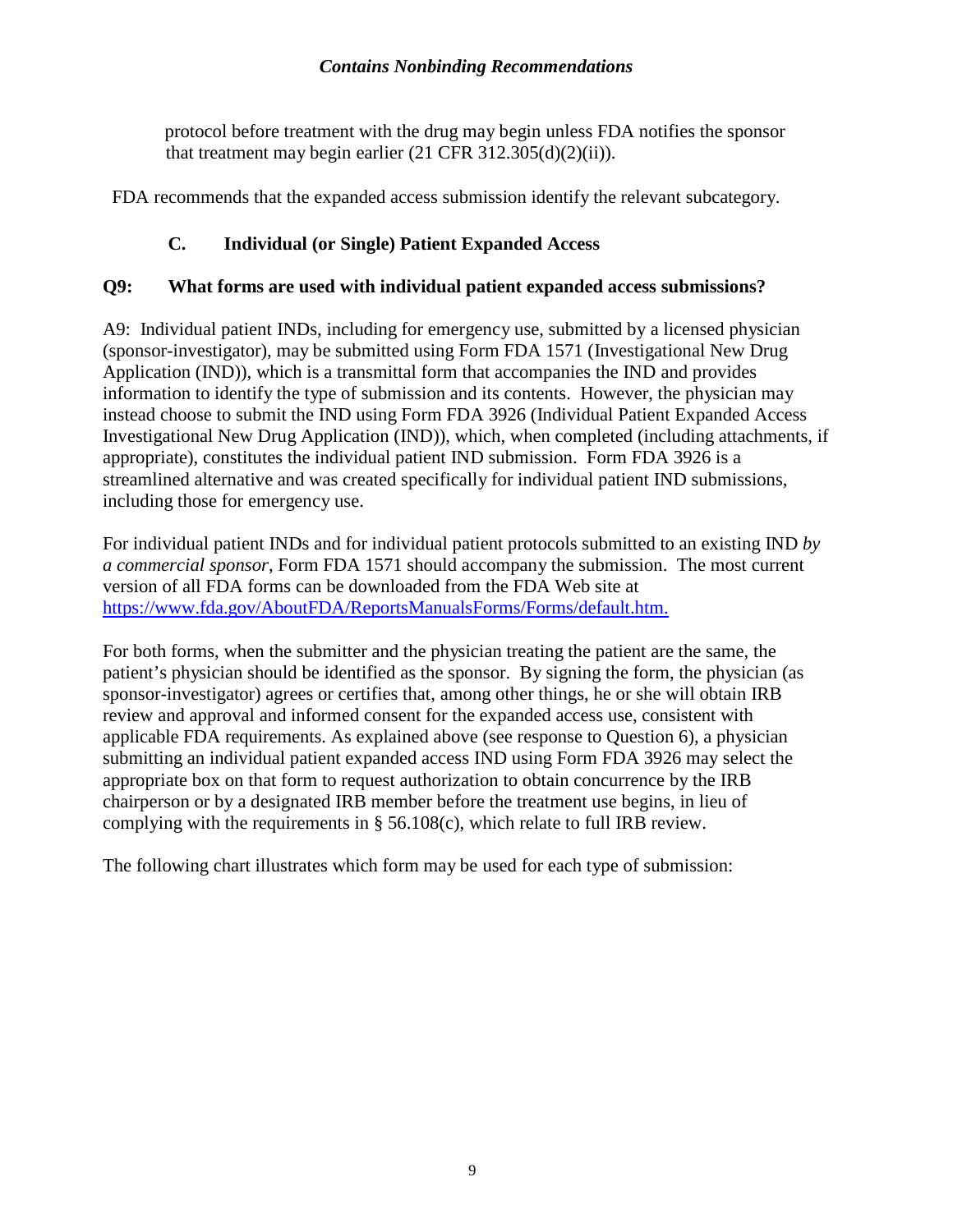protocol before treatment with the drug may begin unless FDA notifies the sponsor that treatment may begin earlier (21 CFR 312.305(d)(2)(ii)).

FDA recommends that the expanded access submission identify the relevant subcategory.

### C. Individual (or Single) Patient Expanded Access

#### Q9: What forms are used with individual patient expanded access submissions?

A9: Individual patient INDs, including for emergency use, submitted by a licensed physician (sponsor-investigator), may be submitted using Form FDA 1571 (Investigational New Drug Application (IND)), which is a transmittal form that accompanies the IND and provides information to identify the type of submission and its contents. However, the physician may instead choose to submit the IND using Form FDA 3926 (Individual Patient Expanded Access Investigational New Drug Application (IND)), which, when completed (including attachments, if appropriate), constitutes the individual patient IND submission. Form FDA 3926 is a streamlined alternative and was created specifically for individual patient IND submissions, including those for emergency use.

For individual patient INDs and for individual patient protocols submitted to an existing IND *by a commercial sponsor*, Form FDA 1571 should accompany the submission. The most current version of all FDA forms can be downloaded from the FDA Web site at https://www.fda.gov/AboutFDA/ReportsManualsForms/Forms/default.htm.

For both forms, when the submitter and the physician treating the patient are the same, the patient's physician should be identified as the sponsor. By signing the form, the physician (as sponsor-investigator) agrees or certifies that, among other things, he or she will obtain IRB review and approval and informed consent for the expanded access use, consistent with applicable FDA requirements. As explained above (see response to Question 6), a physician submitting an individual patient expanded access IND using Form FDA 3926 may select the appropriate box on that form to request authorization to obtain concurrence by the IRB chairperson or by a designated IRB member before the treatment use begins, in lieu of complying with the requirements in § 56.108(c), which relate to full IRB review.

The following chart illustrates which form may be used for each type of submission: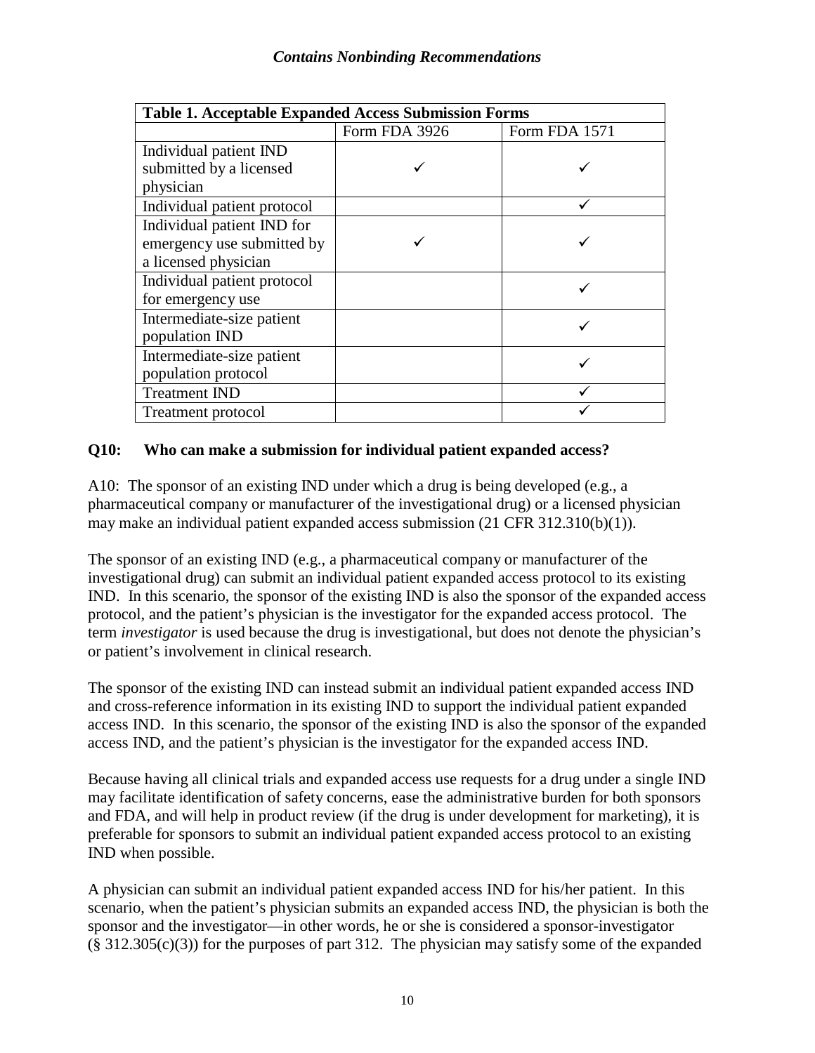*Contains Nonbinding Recommendations*

**Table 1. Acceptable Expanded Access Submission Forms**

| | Form FDA 3926 | Form FDA 1571 |
|---|---|---|
| Individual patient IND submitted by a licensed physician | ✓ | ✓ |
| Individual patient protocol | | ✓ |
| Individual patient IND for emergency use submitted by a licensed physician | ✓ | ✓ |
| Individual patient protocol for emergency use | | ✓ |
| Intermediate-size patient population IND | | ✓ |
| Intermediate-size patient population protocol | | ✓ |
| Treatment IND | | ✓ |
| Treatment protocol | | ✓ |

**Q10: Who can make a submission for individual patient expanded access?**

A10: The sponsor of an existing IND under which a drug is being developed (e.g., a pharmaceutical company or manufacturer of the investigational drug) or a licensed physician may make an individual patient expanded access submission (21 CFR 312.310(b)(1)).

The sponsor of an existing IND (e.g., a pharmaceutical company or manufacturer of the investigational drug) can submit an individual patient expanded access protocol to its existing IND. In this scenario, the sponsor of the existing IND is also the sponsor of the expanded access protocol, and the patient's physician is the investigator for the expanded access protocol. The term *investigator* is used because the drug is investigational, but does not denote the physician's or patient's involvement in clinical research.

The sponsor of the existing IND can instead submit an individual patient expanded access IND and cross-reference information in its existing IND to support the individual patient expanded access IND. In this scenario, the sponsor of the existing IND is also the sponsor of the expanded access IND, and the patient's physician is the investigator for the expanded access IND.

Because having all clinical trials and expanded access use requests for a drug under a single IND may facilitate identification of safety concerns, ease the administrative burden for both sponsors and FDA, and will help in product review (if the drug is under development for marketing), it is preferable for sponsors to submit an individual patient expanded access protocol to an existing IND when possible.

A physician can submit an individual patient expanded access IND for his/her patient. In this scenario, when the patient's physician submits an expanded access IND, the physician is both the sponsor and the investigator—in other words, he or she is considered a sponsor-investigator (§ 312.305(c)(3)) for the purposes of part 312. The physician may satisfy some of the expanded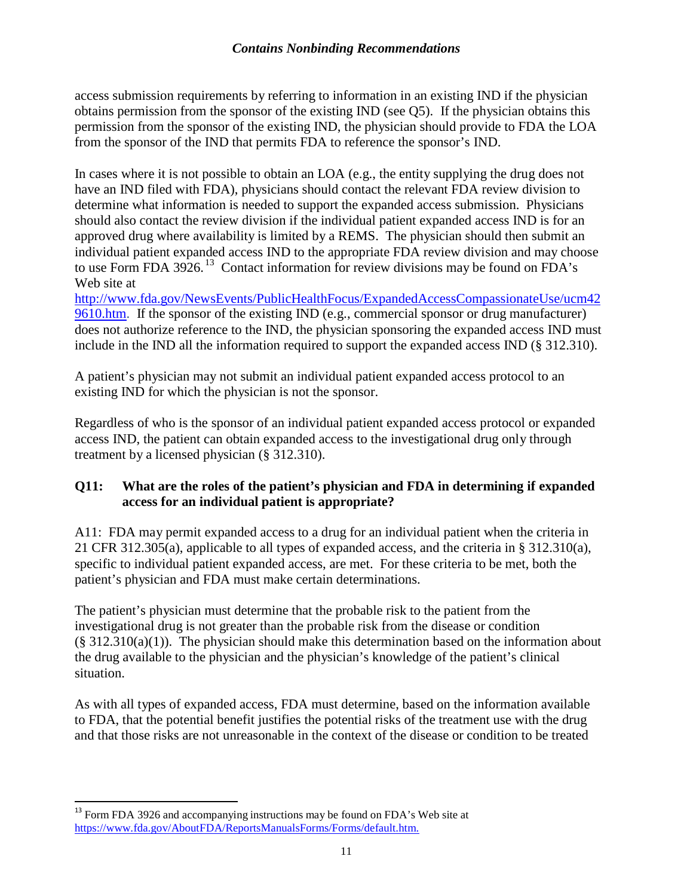access submission requirements by referring to information in an existing IND if the physician obtains permission from the sponsor of the existing IND (see Q5). If the physician obtains this permission from the sponsor of the existing IND, the physician should provide to FDA the LOA from the sponsor of the IND that permits FDA to reference the sponsor's IND.

In cases where it is not possible to obtain an LOA (e.g., the entity supplying the drug does not have an IND filed with FDA), physicians should contact the relevant FDA review division to determine what information is needed to support the expanded access submission. Physicians should also contact the review division if the individual patient expanded access IND is for an approved drug where availability is limited by a REMS. The physician should then submit an individual patient expanded access IND to the appropriate FDA review division and may choose to use Form FDA 3926.[13] Contact information for review divisions may be found on FDA's Web site at http://www.fda.gov/NewsEvents/PublicHealthFocus/ExpandedAccessCompassionateUse/ucm429610.htm. If the sponsor of the existing IND (e.g., commercial sponsor or drug manufacturer) does not authorize reference to the IND, the physician sponsoring the expanded access IND must include in the IND all the information required to support the expanded access IND (§ 312.310).

A patient's physician may not submit an individual patient expanded access protocol to an existing IND for which the physician is not the sponsor.

Regardless of who is the sponsor of an individual patient expanded access protocol or expanded access IND, the patient can obtain expanded access to the investigational drug only through treatment by a licensed physician (§ 312.310).

### Q11: What are the roles of the patient's physician and FDA in determining if expanded access for an individual patient is appropriate?

A11: FDA may permit expanded access to a drug for an individual patient when the criteria in 21 CFR 312.305(a), applicable to all types of expanded access, and the criteria in § 312.310(a), specific to individual patient expanded access, are met. For these criteria to be met, both the patient's physician and FDA must make certain determinations.

The patient's physician must determine that the probable risk to the patient from the investigational drug is not greater than the probable risk from the disease or condition (§ 312.310(a)(1)). The physician should make this determination based on the information about the drug available to the physician and the physician's knowledge of the patient's clinical situation.

As with all types of expanded access, FDA must determine, based on the information available to FDA, that the potential benefit justifies the potential risks of the treatment use with the drug and that those risks are not unreasonable in the context of the disease or condition to be treated

---

[13] Form FDA 3926 and accompanying instructions may be found on FDA's Web site at https://www.fda.gov/AboutFDA/ReportsManualsForms/Forms/default.htm.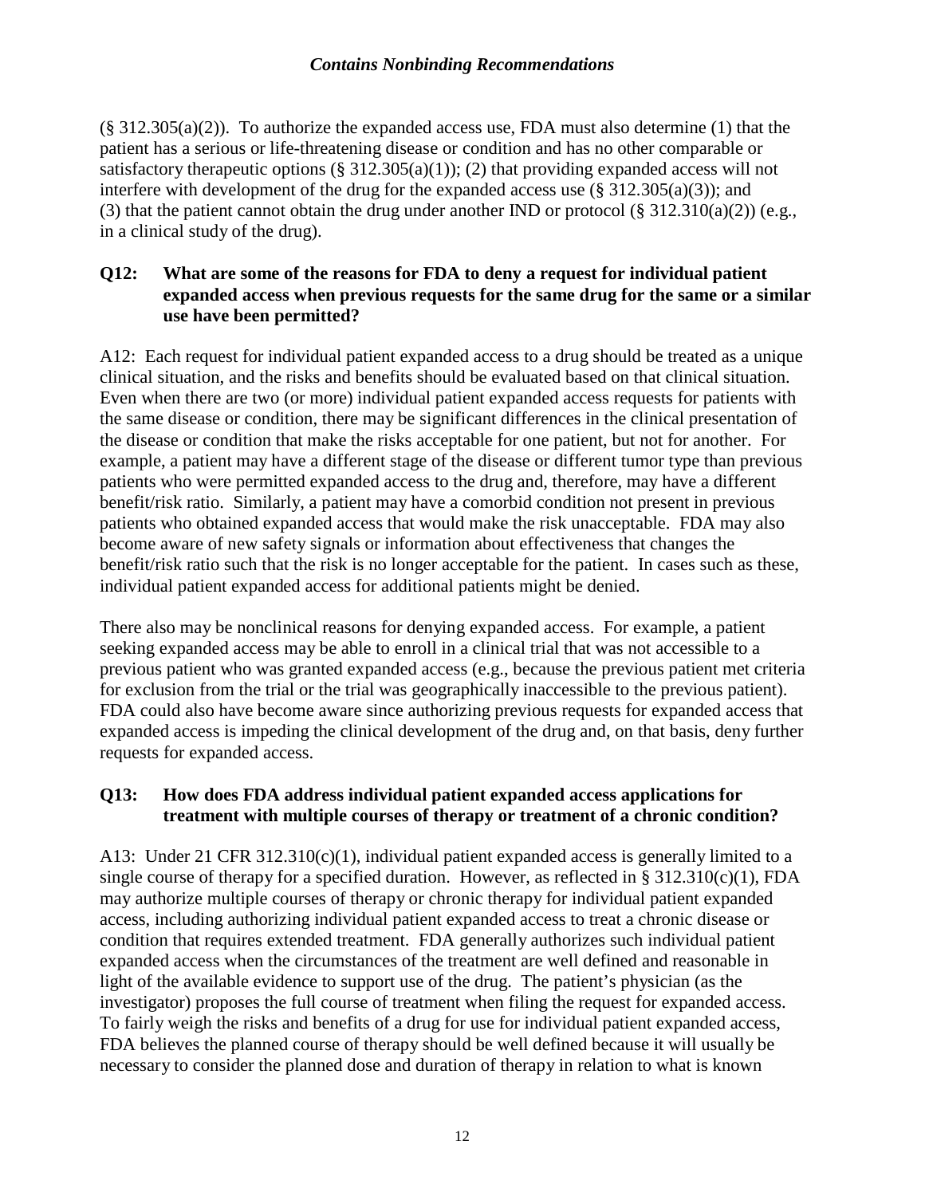(§ 312.305(a)(2)). To authorize the expanded access use, FDA must also determine (1) that the patient has a serious or life-threatening disease or condition and has no other comparable or satisfactory therapeutic options (§ 312.305(a)(1)); (2) that providing expanded access will not interfere with development of the drug for the expanded access use (§ 312.305(a)(3)); and (3) that the patient cannot obtain the drug under another IND or protocol (§ 312.310(a)(2)) (e.g., in a clinical study of the drug).

### Q12: What are some of the reasons for FDA to deny a request for individual patient expanded access when previous requests for the same drug for the same or a similar use have been permitted?

A12: Each request for individual patient expanded access to a drug should be treated as a unique clinical situation, and the risks and benefits should be evaluated based on that clinical situation. Even when there are two (or more) individual patient expanded access requests for patients with the same disease or condition, there may be significant differences in the clinical presentation of the disease or condition that make the risks acceptable for one patient, but not for another. For example, a patient may have a different stage of the disease or different tumor type than previous patients who were permitted expanded access to the drug and, therefore, may have a different benefit/risk ratio. Similarly, a patient may have a comorbid condition not present in previous patients who obtained expanded access that would make the risk unacceptable. FDA may also become aware of new safety signals or information about effectiveness that changes the benefit/risk ratio such that the risk is no longer acceptable for the patient. In cases such as these, individual patient expanded access for additional patients might be denied.

There also may be nonclinical reasons for denying expanded access. For example, a patient seeking expanded access may be able to enroll in a clinical trial that was not accessible to a previous patient who was granted expanded access (e.g., because the previous patient met criteria for exclusion from the trial or the trial was geographically inaccessible to the previous patient). FDA could also have become aware since authorizing previous requests for expanded access that expanded access is impeding the clinical development of the drug and, on that basis, deny further requests for expanded access.

### Q13: How does FDA address individual patient expanded access applications for treatment with multiple courses of therapy or treatment of a chronic condition?

A13: Under 21 CFR 312.310(c)(1), individual patient expanded access is generally limited to a single course of therapy for a specified duration. However, as reflected in § 312.310(c)(1), FDA may authorize multiple courses of therapy or chronic therapy for individual patient expanded access, including authorizing individual patient expanded access to treat a chronic disease or condition that requires extended treatment. FDA generally authorizes such individual patient expanded access when the circumstances of the treatment are well defined and reasonable in light of the available evidence to support use of the drug. The patient's physician (as the investigator) proposes the full course of treatment when filing the request for expanded access. To fairly weigh the risks and benefits of a drug for use for individual patient expanded access, FDA believes the planned course of therapy should be well defined because it will usually be necessary to consider the planned dose and duration of therapy in relation to what is known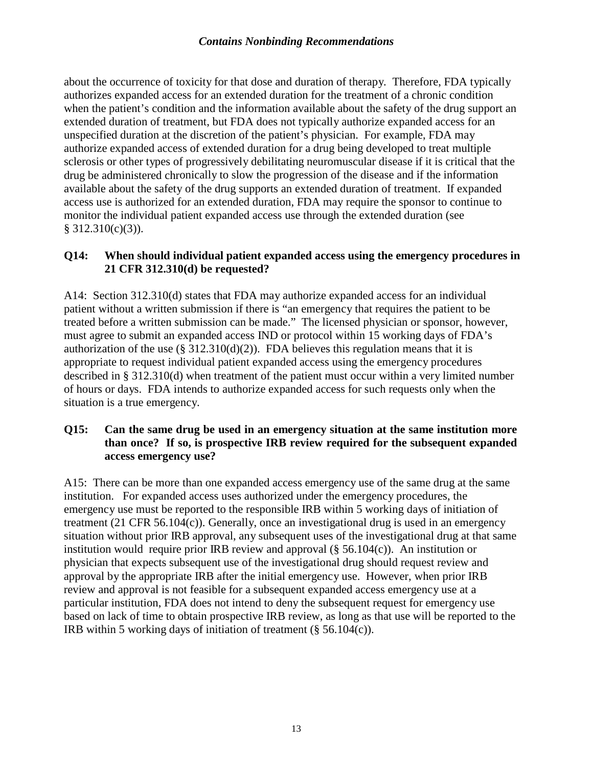about the occurrence of toxicity for that dose and duration of therapy. Therefore, FDA typically authorizes expanded access for an extended duration for the treatment of a chronic condition when the patient's condition and the information available about the safety of the drug support an extended duration of treatment, but FDA does not typically authorize expanded access for an unspecified duration at the discretion of the patient's physician. For example, FDA may authorize expanded access of extended duration for a drug being developed to treat multiple sclerosis or other types of progressively debilitating neuromuscular disease if it is critical that the drug be administered chronically to slow the progression of the disease and if the information available about the safety of the drug supports an extended duration of treatment. If expanded access use is authorized for an extended duration, FDA may require the sponsor to continue to monitor the individual patient expanded access use through the extended duration (see § 312.310(c)(3)).

**Q14: When should individual patient expanded access using the emergency procedures in 21 CFR 312.310(d) be requested?**

A14: Section 312.310(d) states that FDA may authorize expanded access for an individual patient without a written submission if there is "an emergency that requires the patient to be treated before a written submission can be made." The licensed physician or sponsor, however, must agree to submit an expanded access IND or protocol within 15 working days of FDA's authorization of the use (§ 312.310(d)(2)). FDA believes this regulation means that it is appropriate to request individual patient expanded access using the emergency procedures described in § 312.310(d) when treatment of the patient must occur within a very limited number of hours or days. FDA intends to authorize expanded access for such requests only when the situation is a true emergency.

**Q15: Can the same drug be used in an emergency situation at the same institution more than once? If so, is prospective IRB review required for the subsequent expanded access emergency use?**

A15: There can be more than one expanded access emergency use of the same drug at the same institution. For expanded access uses authorized under the emergency procedures, the emergency use must be reported to the responsible IRB within 5 working days of initiation of treatment (21 CFR 56.104(c)). Generally, once an investigational drug is used in an emergency situation without prior IRB approval, any subsequent uses of the investigational drug at that same institution would require prior IRB review and approval (§ 56.104(c)). An institution or physician that expects subsequent use of the investigational drug should request review and approval by the appropriate IRB after the initial emergency use. However, when prior IRB review and approval is not feasible for a subsequent expanded access emergency use at a particular institution, FDA does not intend to deny the subsequent request for emergency use based on lack of time to obtain prospective IRB review, as long as that use will be reported to the IRB within 5 working days of initiation of treatment (§ 56.104(c)).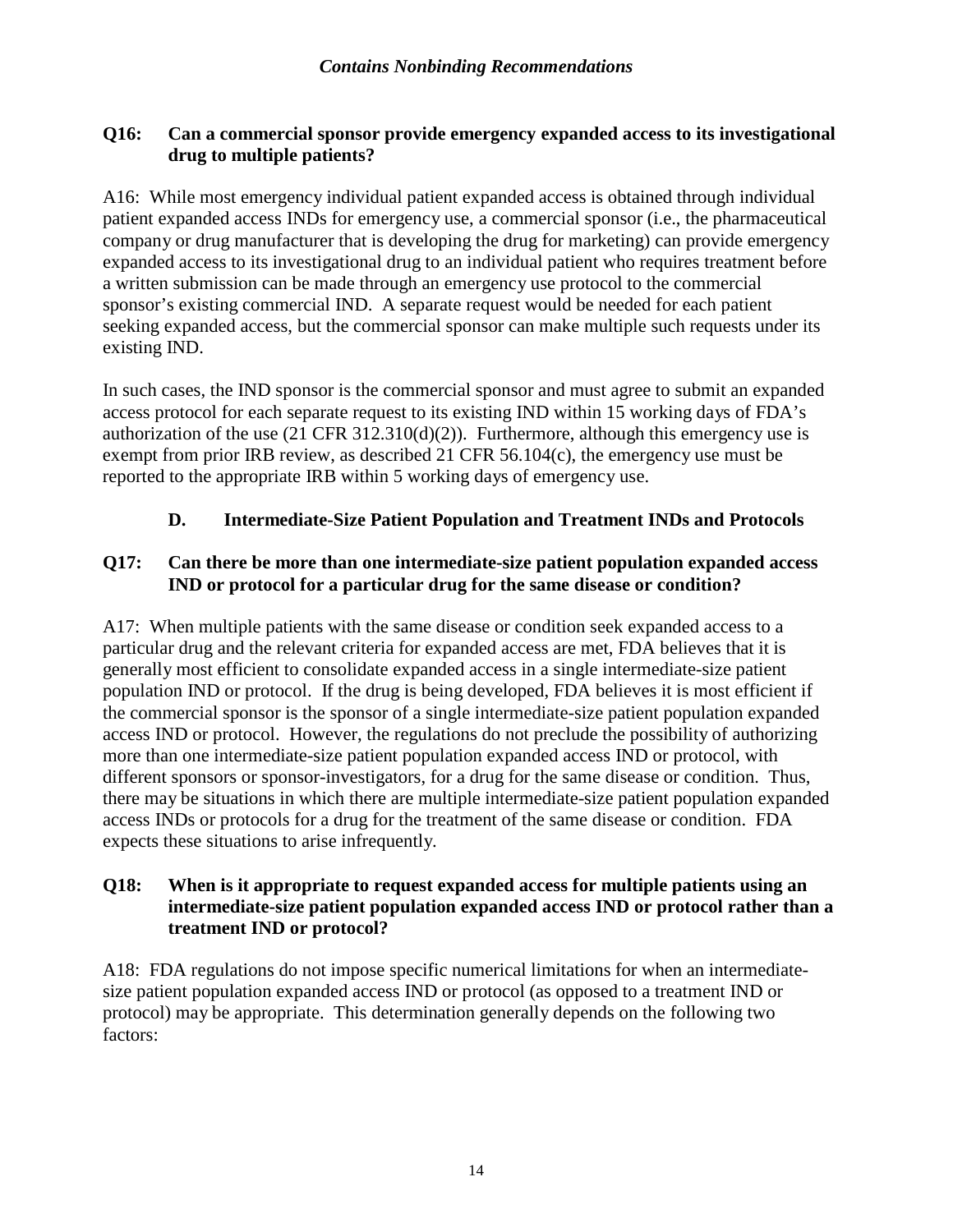**Q16: Can a commercial sponsor provide emergency expanded access to its investigational drug to multiple patients?**

A16: While most emergency individual patient expanded access is obtained through individual patient expanded access INDs for emergency use, a commercial sponsor (i.e., the pharmaceutical company or drug manufacturer that is developing the drug for marketing) can provide emergency expanded access to its investigational drug to an individual patient who requires treatment before a written submission can be made through an emergency use protocol to the commercial sponsor's existing commercial IND. A separate request would be needed for each patient seeking expanded access, but the commercial sponsor can make multiple such requests under its existing IND.

In such cases, the IND sponsor is the commercial sponsor and must agree to submit an expanded access protocol for each separate request to its existing IND within 15 working days of FDA's authorization of the use (21 CFR 312.310(d)(2)). Furthermore, although this emergency use is exempt from prior IRB review, as described 21 CFR 56.104(c), the emergency use must be reported to the appropriate IRB within 5 working days of emergency use.

### D. Intermediate-Size Patient Population and Treatment INDs and Protocols

**Q17: Can there be more than one intermediate-size patient population expanded access IND or protocol for a particular drug for the same disease or condition?**

A17: When multiple patients with the same disease or condition seek expanded access to a particular drug and the relevant criteria for expanded access are met, FDA believes that it is generally most efficient to consolidate expanded access in a single intermediate-size patient population IND or protocol. If the drug is being developed, FDA believes it is most efficient if the commercial sponsor is the sponsor of a single intermediate-size patient population expanded access IND or protocol. However, the regulations do not preclude the possibility of authorizing more than one intermediate-size patient population expanded access IND or protocol, with different sponsors or sponsor-investigators, for a drug for the same disease or condition. Thus, there may be situations in which there are multiple intermediate-size patient population expanded access INDs or protocols for a drug for the treatment of the same disease or condition. FDA expects these situations to arise infrequently.

**Q18: When is it appropriate to request expanded access for multiple patients using an intermediate-size patient population expanded access IND or protocol rather than a treatment IND or protocol?**

A18: FDA regulations do not impose specific numerical limitations for when an intermediate-size patient population expanded access IND or protocol (as opposed to a treatment IND or protocol) may be appropriate. This determination generally depends on the following two factors: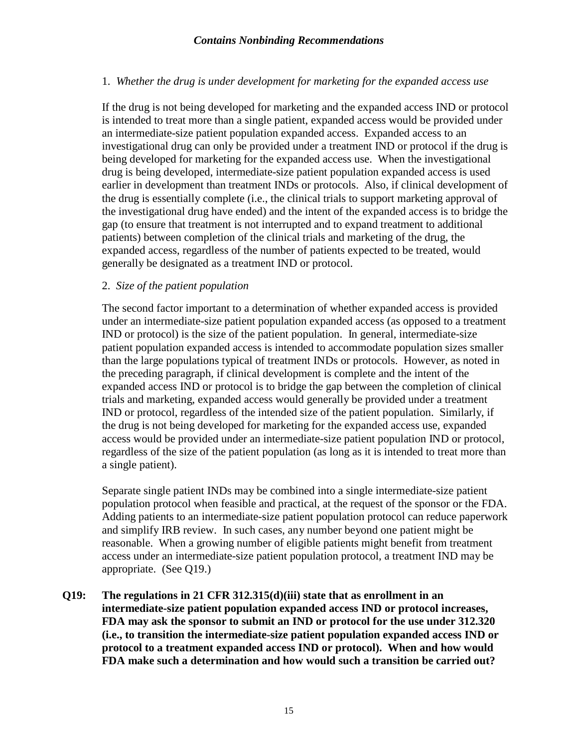1. *Whether the drug is under development for marketing for the expanded access use*

If the drug is not being developed for marketing and the expanded access IND or protocol is intended to treat more than a single patient, expanded access would be provided under an intermediate-size patient population expanded access. Expanded access to an investigational drug can only be provided under a treatment IND or protocol if the drug is being developed for marketing for the expanded access use. When the investigational drug is being developed, intermediate-size patient population expanded access is used earlier in development than treatment INDs or protocols. Also, if clinical development of the drug is essentially complete (i.e., the clinical trials to support marketing approval of the investigational drug have ended) and the intent of the expanded access is to bridge the gap (to ensure that treatment is not interrupted and to expand treatment to additional patients) between completion of the clinical trials and marketing of the drug, the expanded access, regardless of the number of patients expected to be treated, would generally be designated as a treatment IND or protocol.

2. *Size of the patient population*

The second factor important to a determination of whether expanded access is provided under an intermediate-size patient population expanded access (as opposed to a treatment IND or protocol) is the size of the patient population. In general, intermediate-size patient population expanded access is intended to accommodate population sizes smaller than the large populations typical of treatment INDs or protocols. However, as noted in the preceding paragraph, if clinical development is complete and the intent of the expanded access IND or protocol is to bridge the gap between the completion of clinical trials and marketing, expanded access would generally be provided under a treatment IND or protocol, regardless of the intended size of the patient population. Similarly, if the drug is not being developed for marketing for the expanded access use, expanded access would be provided under an intermediate-size patient population IND or protocol, regardless of the size of the patient population (as long as it is intended to treat more than a single patient).

Separate single patient INDs may be combined into a single intermediate-size patient population protocol when feasible and practical, at the request of the sponsor or the FDA. Adding patients to an intermediate-size patient population protocol can reduce paperwork and simplify IRB review. In such cases, any number beyond one patient might be reasonable. When a growing number of eligible patients might benefit from treatment access under an intermediate-size patient population protocol, a treatment IND may be appropriate. (See Q19.)

**Q19: The regulations in 21 CFR 312.315(d)(iii) state that as enrollment in an intermediate-size patient population expanded access IND or protocol increases, FDA may ask the sponsor to submit an IND or protocol for the use under 312.320 (i.e., to transition the intermediate-size patient population expanded access IND or protocol to a treatment expanded access IND or protocol). When and how would FDA make such a determination and how would such a transition be carried out?**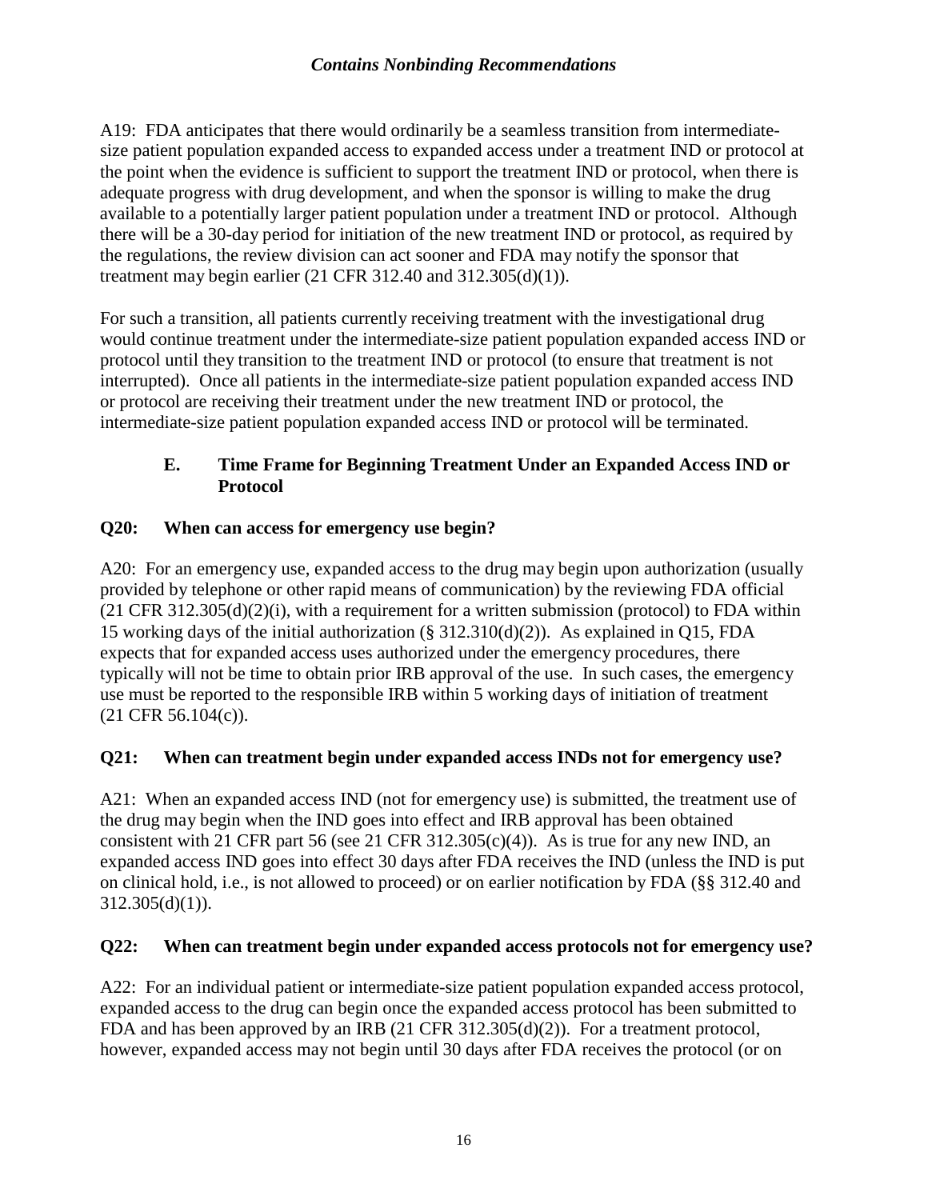A19: FDA anticipates that there would ordinarily be a seamless transition from intermediate-size patient population expanded access to expanded access under a treatment IND or protocol at the point when the evidence is sufficient to support the treatment IND or protocol, when there is adequate progress with drug development, and when the sponsor is willing to make the drug available to a potentially larger patient population under a treatment IND or protocol. Although there will be a 30-day period for initiation of the new treatment IND or protocol, as required by the regulations, the review division can act sooner and FDA may notify the sponsor that treatment may begin earlier (21 CFR 312.40 and 312.305(d)(1)).

For such a transition, all patients currently receiving treatment with the investigational drug would continue treatment under the intermediate-size patient population expanded access IND or protocol until they transition to the treatment IND or protocol (to ensure that treatment is not interrupted). Once all patients in the intermediate-size patient population expanded access IND or protocol are receiving their treatment under the new treatment IND or protocol, the intermediate-size patient population expanded access IND or protocol will be terminated.

### E. Time Frame for Beginning Treatment Under an Expanded Access IND or Protocol

**Q20: When can access for emergency use begin?**

A20: For an emergency use, expanded access to the drug may begin upon authorization (usually provided by telephone or other rapid means of communication) by the reviewing FDA official (21 CFR 312.305(d)(2)(i), with a requirement for a written submission (protocol) to FDA within 15 working days of the initial authorization (§ 312.310(d)(2)). As explained in Q15, FDA expects that for expanded access uses authorized under the emergency procedures, there typically will not be time to obtain prior IRB approval of the use. In such cases, the emergency use must be reported to the responsible IRB within 5 working days of initiation of treatment (21 CFR 56.104(c)).

**Q21: When can treatment begin under expanded access INDs not for emergency use?**

A21: When an expanded access IND (not for emergency use) is submitted, the treatment use of the drug may begin when the IND goes into effect and IRB approval has been obtained consistent with 21 CFR part 56 (see 21 CFR 312.305(c)(4)). As is true for any new IND, an expanded access IND goes into effect 30 days after FDA receives the IND (unless the IND is put on clinical hold, i.e., is not allowed to proceed) or on earlier notification by FDA (§§ 312.40 and 312.305(d)(1)).

**Q22: When can treatment begin under expanded access protocols not for emergency use?**

A22: For an individual patient or intermediate-size patient population expanded access protocol, expanded access to the drug can begin once the expanded access protocol has been submitted to FDA and has been approved by an IRB (21 CFR 312.305(d)(2)). For a treatment protocol, however, expanded access may not begin until 30 days after FDA receives the protocol (or on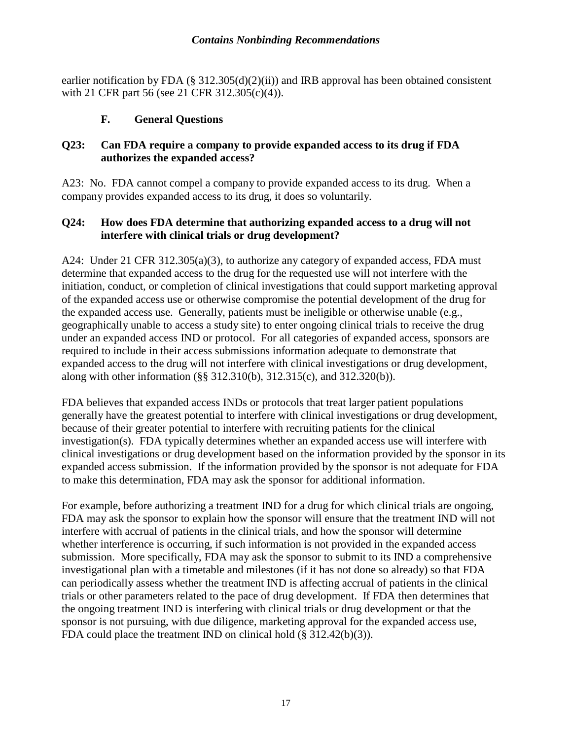earlier notification by FDA (§ 312.305(d)(2)(ii)) and IRB approval has been obtained consistent with 21 CFR part 56 (see 21 CFR 312.305(c)(4)).

### F. General Questions

**Q23: Can FDA require a company to provide expanded access to its drug if FDA authorizes the expanded access?**

A23: No. FDA cannot compel a company to provide expanded access to its drug. When a company provides expanded access to its drug, it does so voluntarily.

**Q24: How does FDA determine that authorizing expanded access to a drug will not interfere with clinical trials or drug development?**

A24: Under 21 CFR 312.305(a)(3), to authorize any category of expanded access, FDA must determine that expanded access to the drug for the requested use will not interfere with the initiation, conduct, or completion of clinical investigations that could support marketing approval of the expanded access use or otherwise compromise the potential development of the drug for the expanded access use. Generally, patients must be ineligible or otherwise unable (e.g., geographically unable to access a study site) to enter ongoing clinical trials to receive the drug under an expanded access IND or protocol. For all categories of expanded access, sponsors are required to include in their access submissions information adequate to demonstrate that expanded access to the drug will not interfere with clinical investigations or drug development, along with other information (§§ 312.310(b), 312.315(c), and 312.320(b)).

FDA believes that expanded access INDs or protocols that treat larger patient populations generally have the greatest potential to interfere with clinical investigations or drug development, because of their greater potential to interfere with recruiting patients for the clinical investigation(s). FDA typically determines whether an expanded access use will interfere with clinical investigations or drug development based on the information provided by the sponsor in its expanded access submission. If the information provided by the sponsor is not adequate for FDA to make this determination, FDA may ask the sponsor for additional information.

For example, before authorizing a treatment IND for a drug for which clinical trials are ongoing, FDA may ask the sponsor to explain how the sponsor will ensure that the treatment IND will not interfere with accrual of patients in the clinical trials, and how the sponsor will determine whether interference is occurring, if such information is not provided in the expanded access submission. More specifically, FDA may ask the sponsor to submit to its IND a comprehensive investigational plan with a timetable and milestones (if it has not done so already) so that FDA can periodically assess whether the treatment IND is affecting accrual of patients in the clinical trials or other parameters related to the pace of drug development. If FDA then determines that the ongoing treatment IND is interfering with clinical trials or drug development or that the sponsor is not pursuing, with due diligence, marketing approval for the expanded access use, FDA could place the treatment IND on clinical hold (§ 312.42(b)(3)).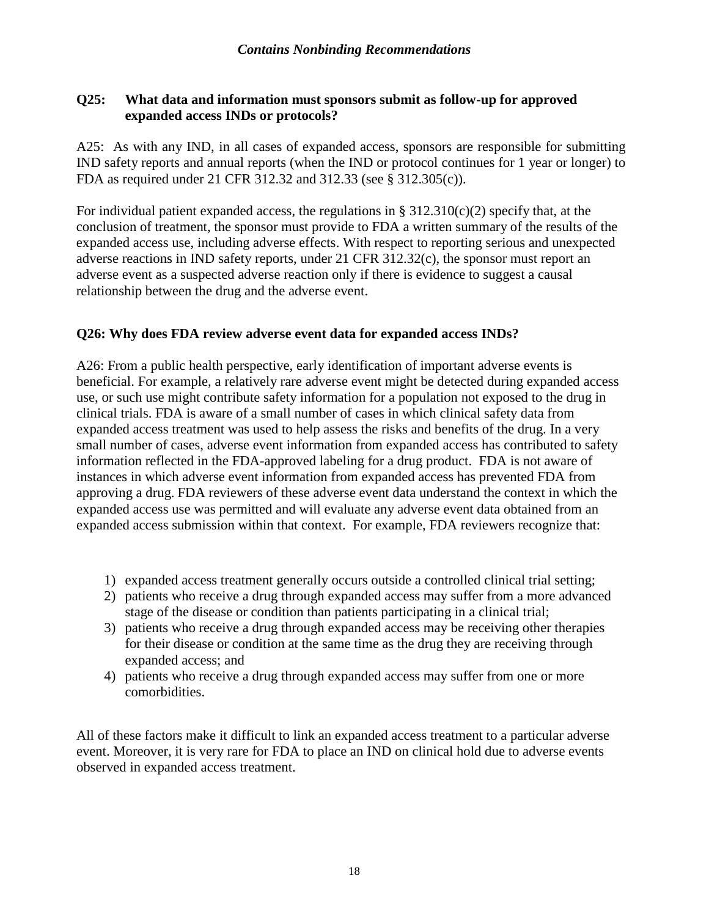### Q25: What data and information must sponsors submit as follow-up for approved expanded access INDs or protocols?

A25: As with any IND, in all cases of expanded access, sponsors are responsible for submitting IND safety reports and annual reports (when the IND or protocol continues for 1 year or longer) to FDA as required under 21 CFR 312.32 and 312.33 (see § 312.305(c)).

For individual patient expanded access, the regulations in § 312.310(c)(2) specify that, at the conclusion of treatment, the sponsor must provide to FDA a written summary of the results of the expanded access use, including adverse effects. With respect to reporting serious and unexpected adverse reactions in IND safety reports, under 21 CFR 312.32(c), the sponsor must report an adverse event as a suspected adverse reaction only if there is evidence to suggest a causal relationship between the drug and the adverse event.

### Q26: Why does FDA review adverse event data for expanded access INDs?

A26: From a public health perspective, early identification of important adverse events is beneficial. For example, a relatively rare adverse event might be detected during expanded access use, or such use might contribute safety information for a population not exposed to the drug in clinical trials. FDA is aware of a small number of cases in which clinical safety data from expanded access treatment was used to help assess the risks and benefits of the drug. In a very small number of cases, adverse event information from expanded access has contributed to safety information reflected in the FDA-approved labeling for a drug product. FDA is not aware of instances in which adverse event information from expanded access has prevented FDA from approving a drug. FDA reviewers of these adverse event data understand the context in which the expanded access use was permitted and will evaluate any adverse event data obtained from an expanded access submission within that context. For example, FDA reviewers recognize that:

1) expanded access treatment generally occurs outside a controlled clinical trial setting;
2) patients who receive a drug through expanded access may suffer from a more advanced stage of the disease or condition than patients participating in a clinical trial;
3) patients who receive a drug through expanded access may be receiving other therapies for their disease or condition at the same time as the drug they are receiving through expanded access; and
4) patients who receive a drug through expanded access may suffer from one or more comorbidities.

All of these factors make it difficult to link an expanded access treatment to a particular adverse event. Moreover, it is very rare for FDA to place an IND on clinical hold due to adverse events observed in expanded access treatment.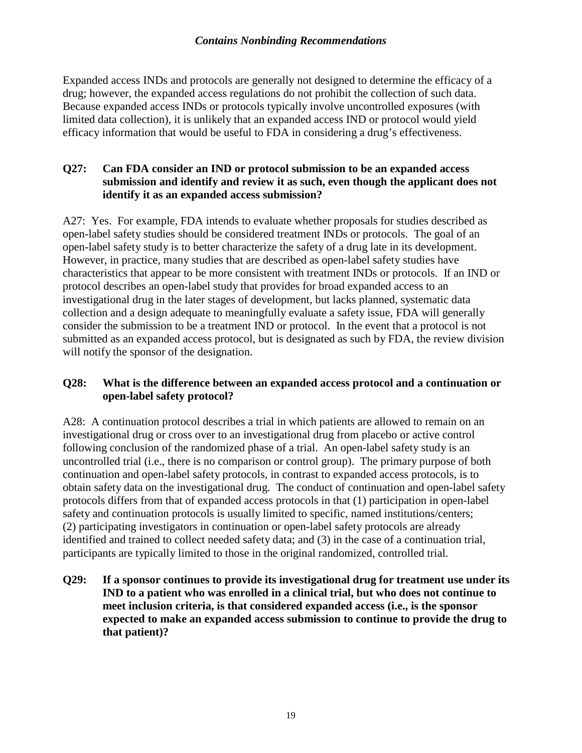Expanded access INDs and protocols are generally not designed to determine the efficacy of a drug; however, the expanded access regulations do not prohibit the collection of such data. Because expanded access INDs or protocols typically involve uncontrolled exposures (with limited data collection), it is unlikely that an expanded access IND or protocol would yield efficacy information that would be useful to FDA in considering a drug's effectiveness.

**Q27: Can FDA consider an IND or protocol submission to be an expanded access submission and identify and review it as such, even though the applicant does not identify it as an expanded access submission?**

A27: Yes. For example, FDA intends to evaluate whether proposals for studies described as open-label safety studies should be considered treatment INDs or protocols. The goal of an open-label safety study is to better characterize the safety of a drug late in its development. However, in practice, many studies that are described as open-label safety studies have characteristics that appear to be more consistent with treatment INDs or protocols. If an IND or protocol describes an open-label study that provides for broad expanded access to an investigational drug in the later stages of development, but lacks planned, systematic data collection and a design adequate to meaningfully evaluate a safety issue, FDA will generally consider the submission to be a treatment IND or protocol. In the event that a protocol is not submitted as an expanded access protocol, but is designated as such by FDA, the review division will notify the sponsor of the designation.

**Q28: What is the difference between an expanded access protocol and a continuation or open-label safety protocol?**

A28: A continuation protocol describes a trial in which patients are allowed to remain on an investigational drug or cross over to an investigational drug from placebo or active control following conclusion of the randomized phase of a trial. An open-label safety study is an uncontrolled trial (i.e., there is no comparison or control group). The primary purpose of both continuation and open-label safety protocols, in contrast to expanded access protocols, is to obtain safety data on the investigational drug. The conduct of continuation and open-label safety protocols differs from that of expanded access protocols in that (1) participation in open-label safety and continuation protocols is usually limited to specific, named institutions/centers; (2) participating investigators in continuation or open-label safety protocols are already identified and trained to collect needed safety data; and (3) in the case of a continuation trial, participants are typically limited to those in the original randomized, controlled trial.

**Q29: If a sponsor continues to provide its investigational drug for treatment use under its IND to a patient who was enrolled in a clinical trial, but who does not continue to meet inclusion criteria, is that considered expanded access (i.e., is the sponsor expected to make an expanded access submission to continue to provide the drug to that patient)?**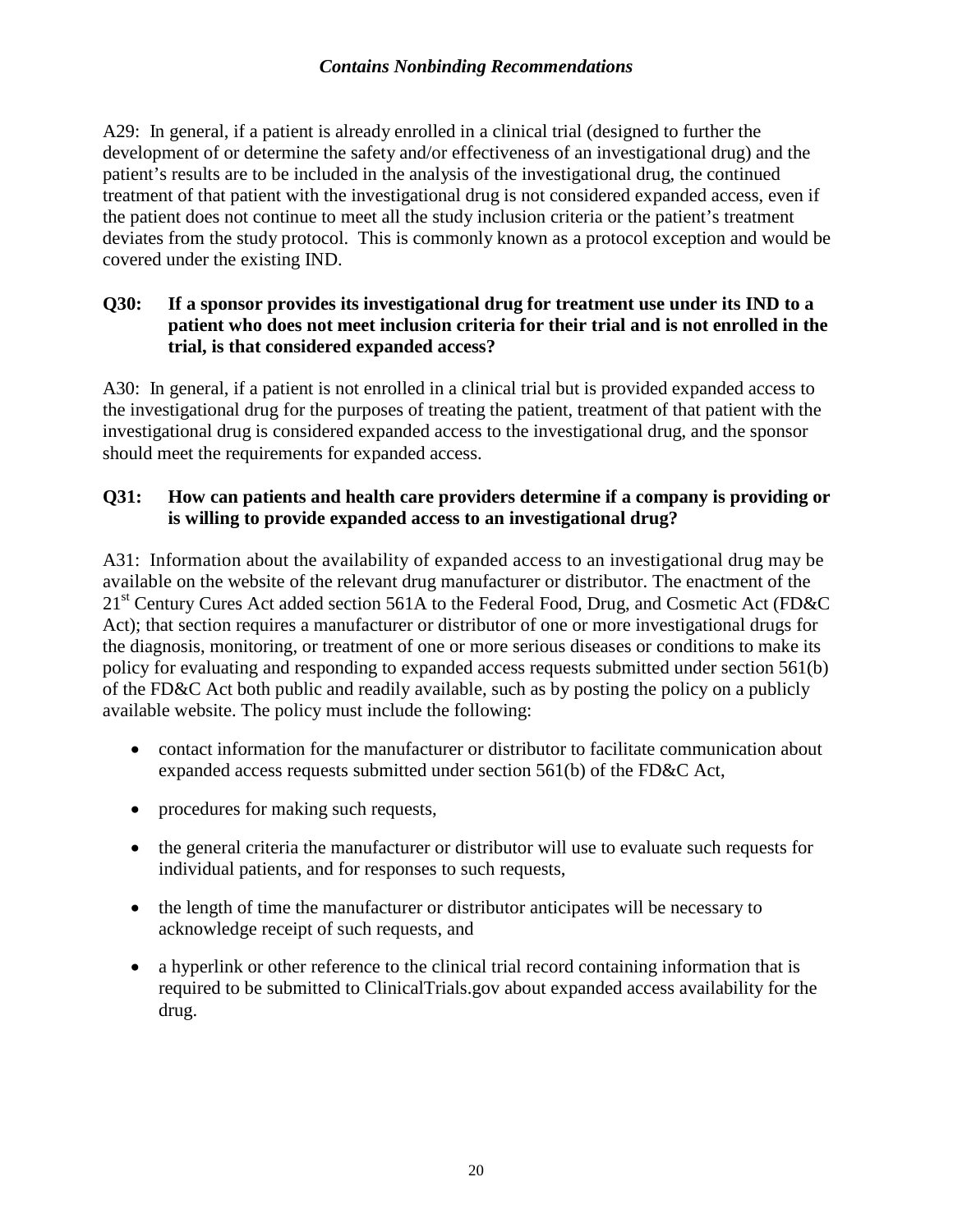A29: In general, if a patient is already enrolled in a clinical trial (designed to further the development of or determine the safety and/or effectiveness of an investigational drug) and the patient's results are to be included in the analysis of the investigational drug, the continued treatment of that patient with the investigational drug is not considered expanded access, even if the patient does not continue to meet all the study inclusion criteria or the patient's treatment deviates from the study protocol. This is commonly known as a protocol exception and would be covered under the existing IND.

**Q30: If a sponsor provides its investigational drug for treatment use under its IND to a patient who does not meet inclusion criteria for their trial and is not enrolled in the trial, is that considered expanded access?**

A30: In general, if a patient is not enrolled in a clinical trial but is provided expanded access to the investigational drug for the purposes of treating the patient, treatment of that patient with the investigational drug is considered expanded access to the investigational drug, and the sponsor should meet the requirements for expanded access.

**Q31: How can patients and health care providers determine if a company is providing or is willing to provide expanded access to an investigational drug?**

A31: Information about the availability of expanded access to an investigational drug may be available on the website of the relevant drug manufacturer or distributor. The enactment of the 21st Century Cures Act added section 561A to the Federal Food, Drug, and Cosmetic Act (FD&C Act); that section requires a manufacturer or distributor of one or more investigational drugs for the diagnosis, monitoring, or treatment of one or more serious diseases or conditions to make its policy for evaluating and responding to expanded access requests submitted under section 561(b) of the FD&C Act both public and readily available, such as by posting the policy on a publicly available website. The policy must include the following:

- contact information for the manufacturer or distributor to facilitate communication about expanded access requests submitted under section 561(b) of the FD&C Act,
- procedures for making such requests,
- the general criteria the manufacturer or distributor will use to evaluate such requests for individual patients, and for responses to such requests,
- the length of time the manufacturer or distributor anticipates will be necessary to acknowledge receipt of such requests, and
- a hyperlink or other reference to the clinical trial record containing information that is required to be submitted to ClinicalTrials.gov about expanded access availability for the drug.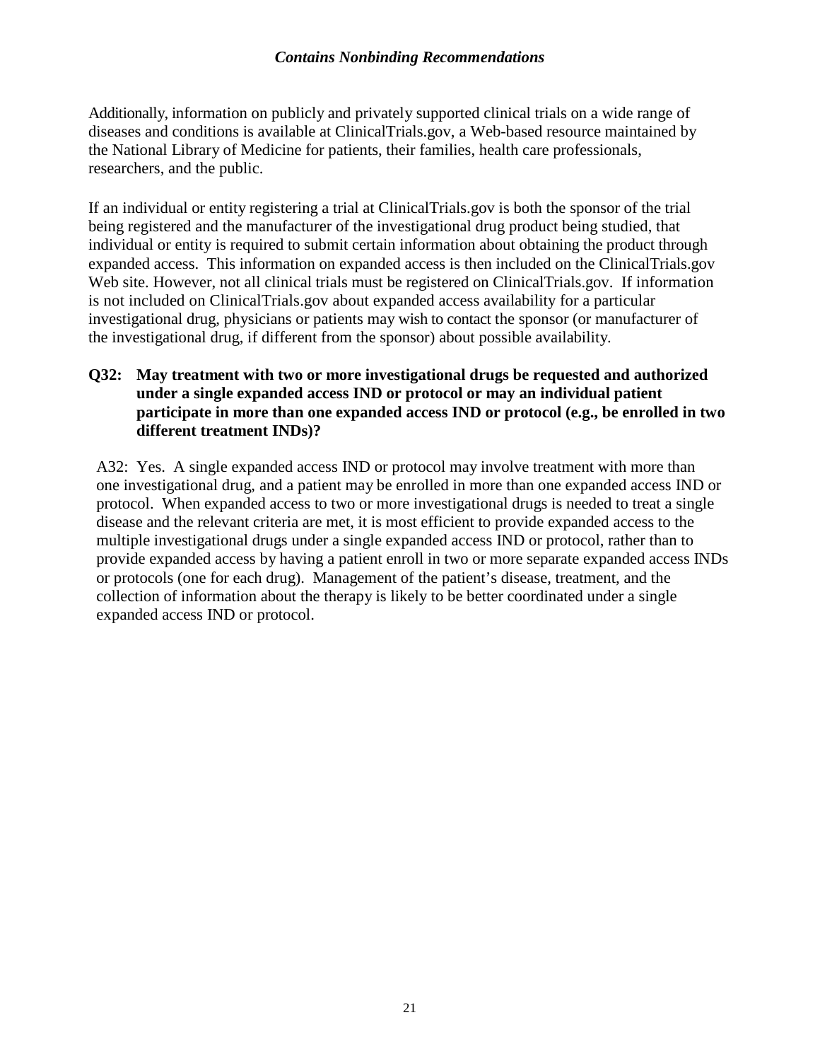Additionally, information on publicly and privately supported clinical trials on a wide range of diseases and conditions is available at ClinicalTrials.gov, a Web-based resource maintained by the National Library of Medicine for patients, their families, health care professionals, researchers, and the public.

If an individual or entity registering a trial at ClinicalTrials.gov is both the sponsor of the trial being registered and the manufacturer of the investigational drug product being studied, that individual or entity is required to submit certain information about obtaining the product through expanded access. This information on expanded access is then included on the ClinicalTrials.gov Web site. However, not all clinical trials must be registered on ClinicalTrials.gov. If information is not included on ClinicalTrials.gov about expanded access availability for a particular investigational drug, physicians or patients may wish to contact the sponsor (or manufacturer of the investigational drug, if different from the sponsor) about possible availability.

**Q32: May treatment with two or more investigational drugs be requested and authorized under a single expanded access IND or protocol or may an individual patient participate in more than one expanded access IND or protocol (e.g., be enrolled in two different treatment INDs)?**

A32: Yes. A single expanded access IND or protocol may involve treatment with more than one investigational drug, and a patient may be enrolled in more than one expanded access IND or protocol. When expanded access to two or more investigational drugs is needed to treat a single disease and the relevant criteria are met, it is most efficient to provide expanded access to the multiple investigational drugs under a single expanded access IND or protocol, rather than to provide expanded access by having a patient enroll in two or more separate expanded access INDs or protocols (one for each drug). Management of the patient's disease, treatment, and the collection of information about the therapy is likely to be better coordinated under a single expanded access IND or protocol.